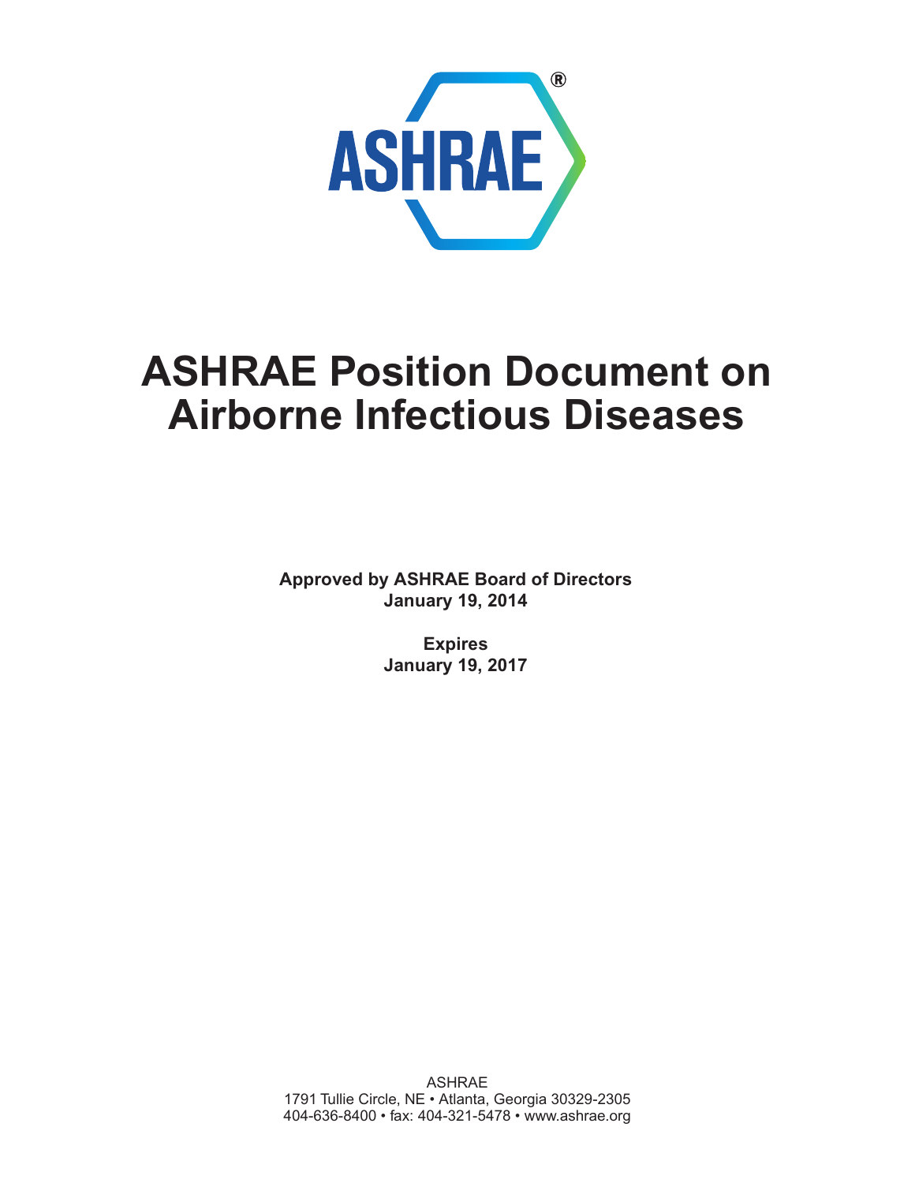ASHRAE®

# ASHRAE Position Document on Airborne Infectious Diseases

**Approved by ASHRAE Board of Directors**
**January 19, 2014**

**Expires**
**January 19, 2017**

ASHRAE
1791 Tullie Circle, NE • Atlanta, Georgia 30329-2305
404-636-8400 • fax: 404-321-5478 • www.ashrae.org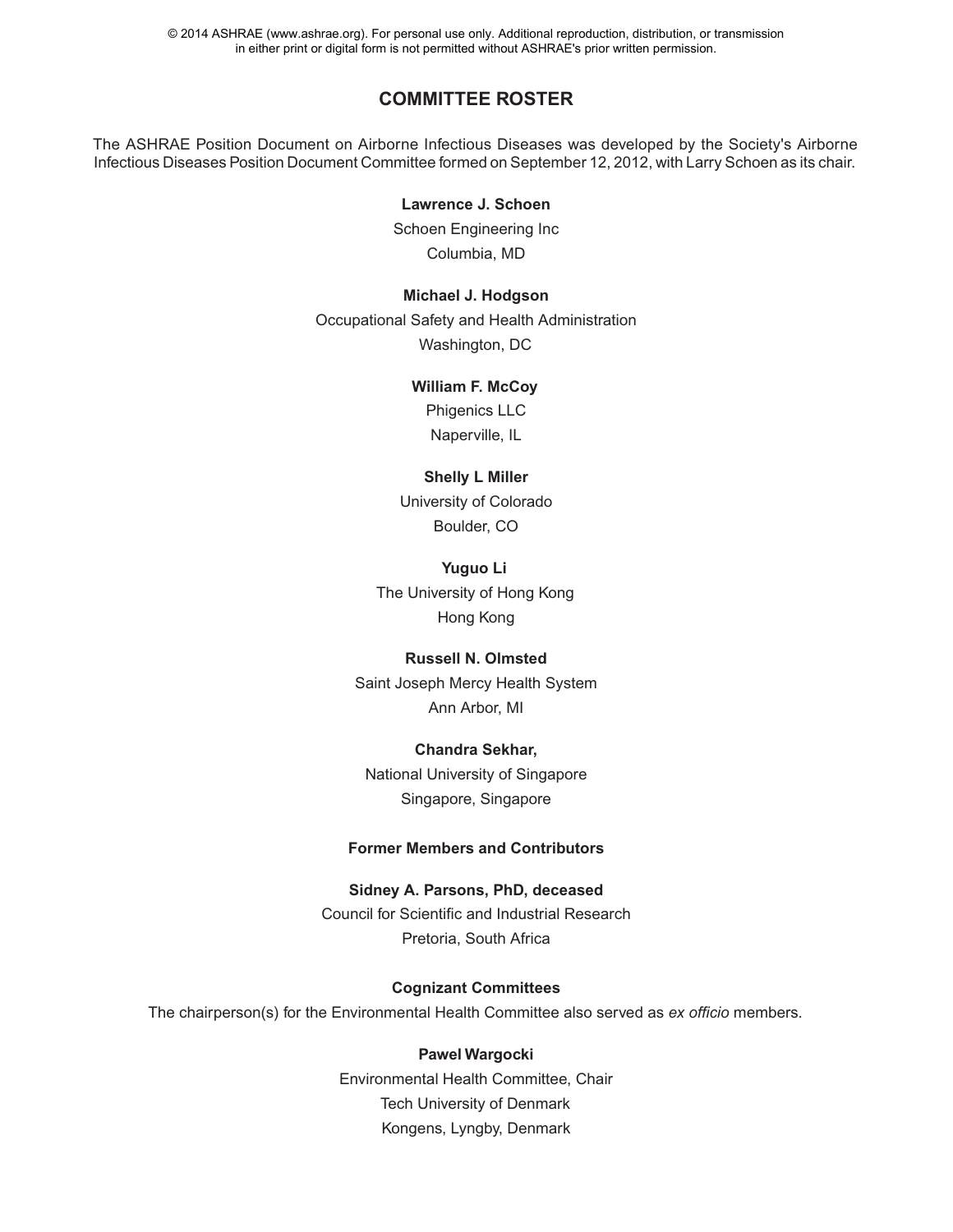## COMMITTEE ROSTER

The ASHRAE Position Document on Airborne Infectious Diseases was developed by the Society's Airborne Infectious Diseases Position Document Committee formed on September 12, 2012, with Larry Schoen as its chair.

**Lawrence J. Schoen**
Schoen Engineering Inc
Columbia, MD

**Michael J. Hodgson**
Occupational Safety and Health Administration
Washington, DC

**William F. McCoy**
Phigenics LLC
Naperville, IL

**Shelly L Miller**
University of Colorado
Boulder, CO

**Yuguo Li**
The University of Hong Kong
Hong Kong

**Russell N. Olmsted**
Saint Joseph Mercy Health System
Ann Arbor, MI

**Chandra Sekhar,**
National University of Singapore
Singapore, Singapore

### Former Members and Contributors

**Sidney A. Parsons, PhD, deceased**
Council for Scientific and Industrial Research
Pretoria, South Africa

### Cognizant Committees

The chairperson(s) for the Environmental Health Committee also served as *ex officio* members.

**Pawel Wargocki**
Environmental Health Committee, Chair
Tech University of Denmark
Kongens, Lyngby, Denmark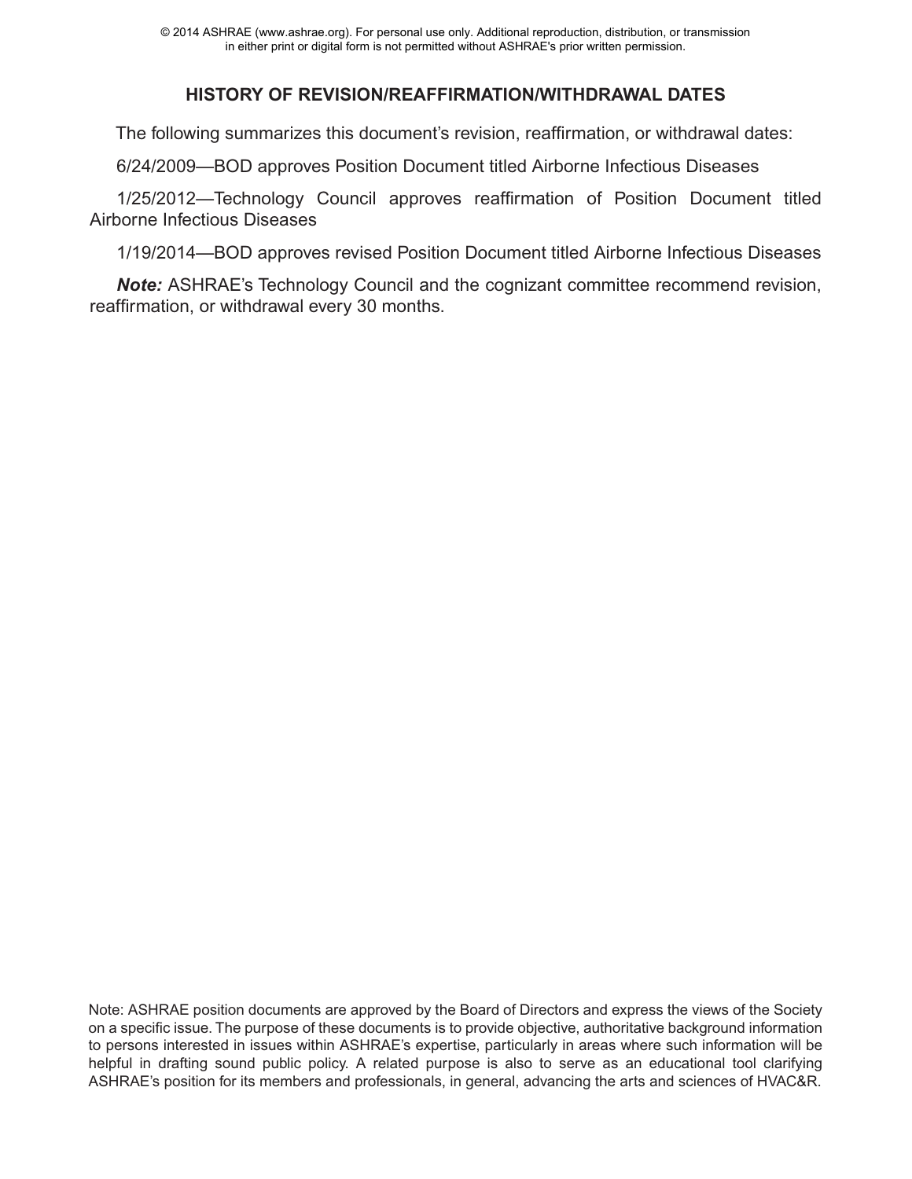## HISTORY OF REVISION/REAFFIRMATION/WITHDRAWAL DATES

The following summarizes this document's revision, reaffirmation, or withdrawal dates:

6/24/2009—BOD approves Position Document titled Airborne Infectious Diseases

1/25/2012—Technology Council approves reaffirmation of Position Document titled Airborne Infectious Diseases

1/19/2014—BOD approves revised Position Document titled Airborne Infectious Diseases

***Note:*** ASHRAE's Technology Council and the cognizant committee recommend revision, reaffirmation, or withdrawal every 30 months.

Note: ASHRAE position documents are approved by the Board of Directors and express the views of the Society on a specific issue. The purpose of these documents is to provide objective, authoritative background information to persons interested in issues within ASHRAE's expertise, particularly in areas where such information will be helpful in drafting sound public policy. A related purpose is also to serve as an educational tool clarifying ASHRAE's position for its members and professionals, in general, advancing the arts and sciences of HVAC&R.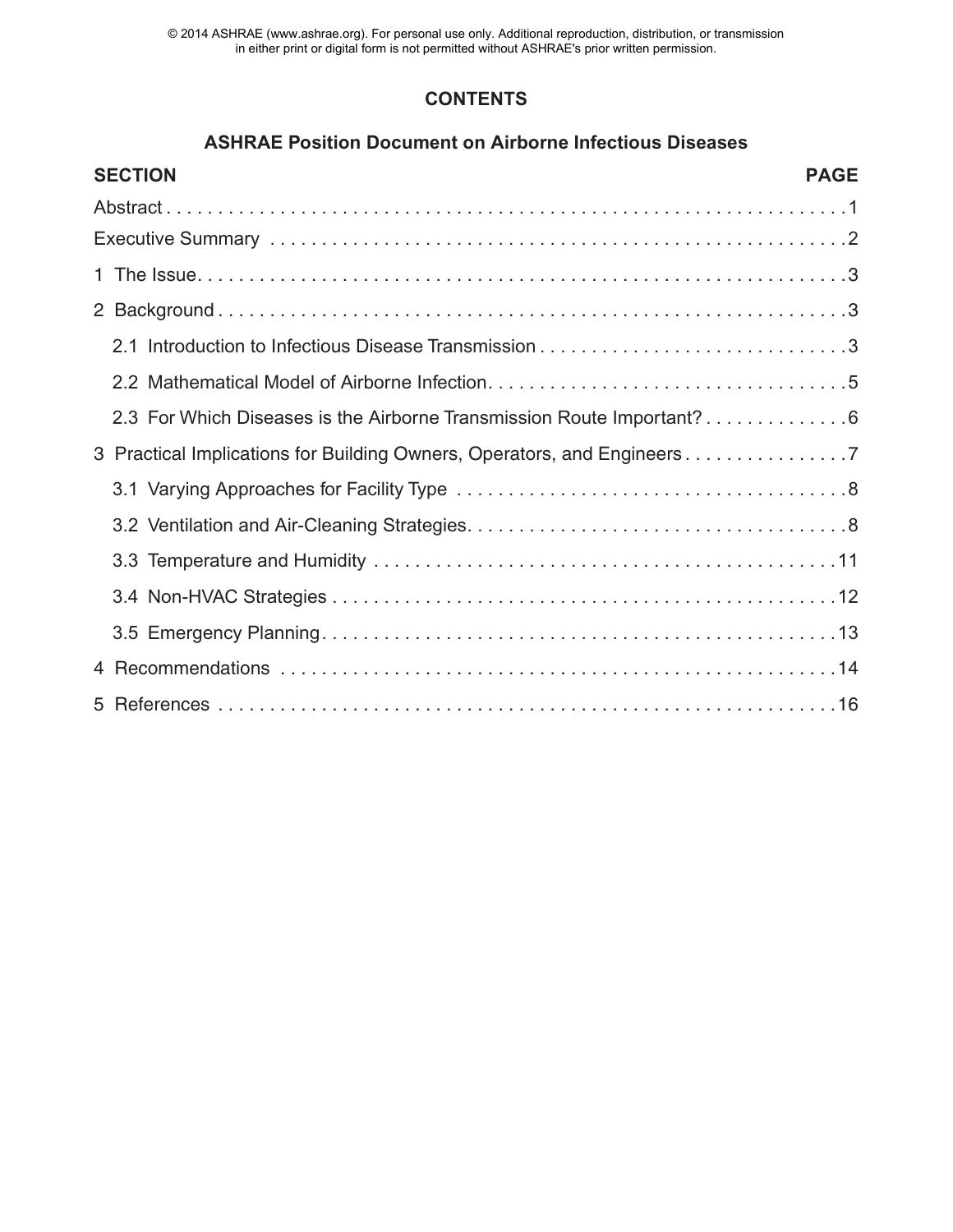© 2014 ASHRAE (www.ashrae.org). For personal use only. Additional reproduction, distribution, or transmission in either print or digital form is not permitted without ASHRAE's prior written permission.

# CONTENTS

## ASHRAE Position Document on Airborne Infectious Diseases

| SECTION | PAGE |
|---|---|
| Abstract | 1 |
| Executive Summary | 2 |
| 1 The Issue | 3 |
| 2 Background | 3 |
| 2.1 Introduction to Infectious Disease Transmission | 3 |
| 2.2 Mathematical Model of Airborne Infection | 5 |
| 2.3 For Which Diseases is the Airborne Transmission Route Important? | 6 |
| 3 Practical Implications for Building Owners, Operators, and Engineers | 7 |
| 3.1 Varying Approaches for Facility Type | 8 |
| 3.2 Ventilation and Air-Cleaning Strategies | 8 |
| 3.3 Temperature and Humidity | 11 |
| 3.4 Non-HVAC Strategies | 12 |
| 3.5 Emergency Planning | 13 |
| 4 Recommendations | 14 |
| 5 References | 16 |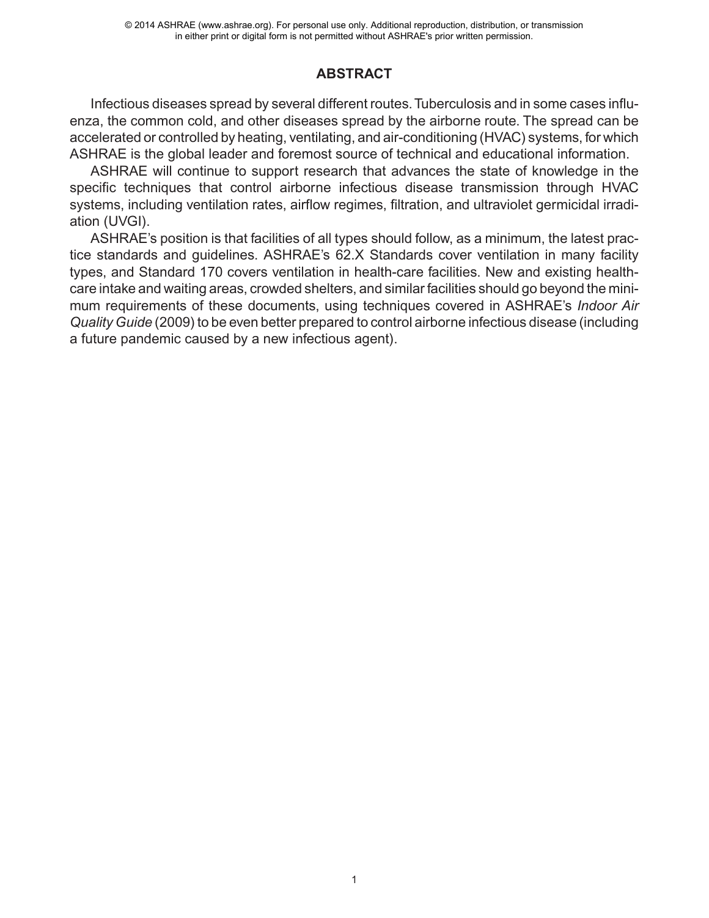## ABSTRACT

Infectious diseases spread by several different routes. Tuberculosis and in some cases influenza, the common cold, and other diseases spread by the airborne route. The spread can be accelerated or controlled by heating, ventilating, and air-conditioning (HVAC) systems, for which ASHRAE is the global leader and foremost source of technical and educational information.

ASHRAE will continue to support research that advances the state of knowledge in the specific techniques that control airborne infectious disease transmission through HVAC systems, including ventilation rates, airflow regimes, filtration, and ultraviolet germicidal irradiation (UVGI).

ASHRAE's position is that facilities of all types should follow, as a minimum, the latest practice standards and guidelines. ASHRAE's 62.X Standards cover ventilation in many facility types, and Standard 170 covers ventilation in health-care facilities. New and existing health-care intake and waiting areas, crowded shelters, and similar facilities should go beyond the minimum requirements of these documents, using techniques covered in ASHRAE's *Indoor Air Quality Guide* (2009) to be even better prepared to control airborne infectious disease (including a future pandemic caused by a new infectious agent).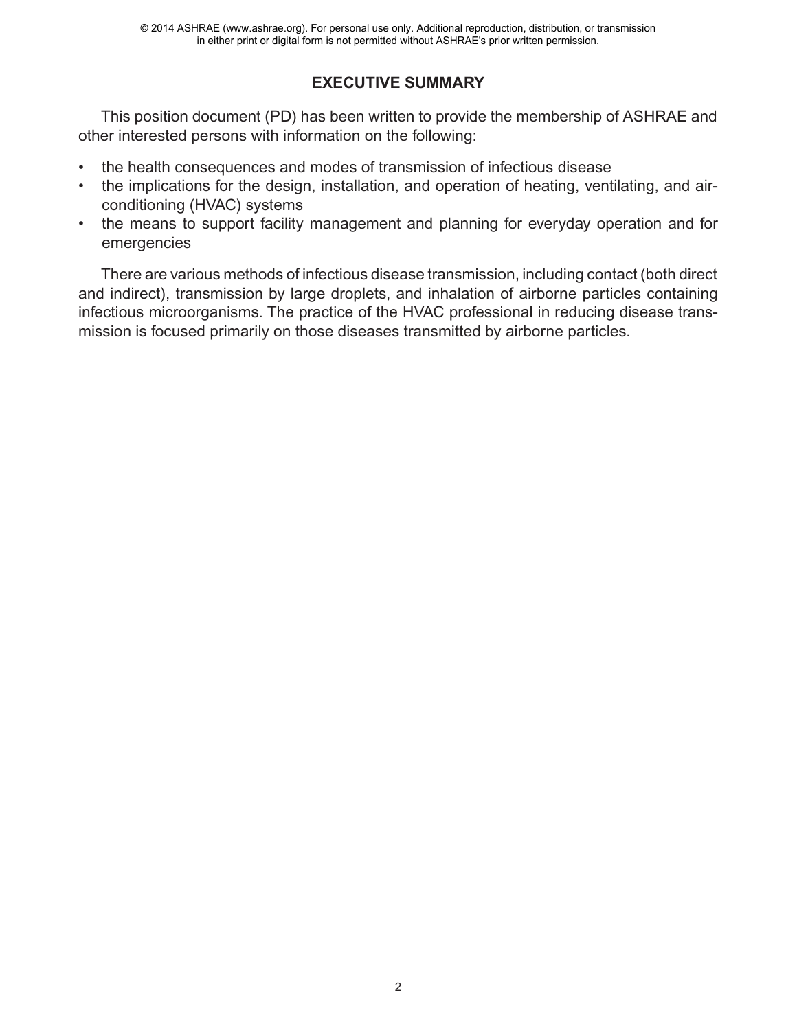## EXECUTIVE SUMMARY

This position document (PD) has been written to provide the membership of ASHRAE and other interested persons with information on the following:

- the health consequences and modes of transmission of infectious disease
- the implications for the design, installation, and operation of heating, ventilating, and air-conditioning (HVAC) systems
- the means to support facility management and planning for everyday operation and for emergencies

There are various methods of infectious disease transmission, including contact (both direct and indirect), transmission by large droplets, and inhalation of airborne particles containing infectious microorganisms. The practice of the HVAC professional in reducing disease transmission is focused primarily on those diseases transmitted by airborne particles.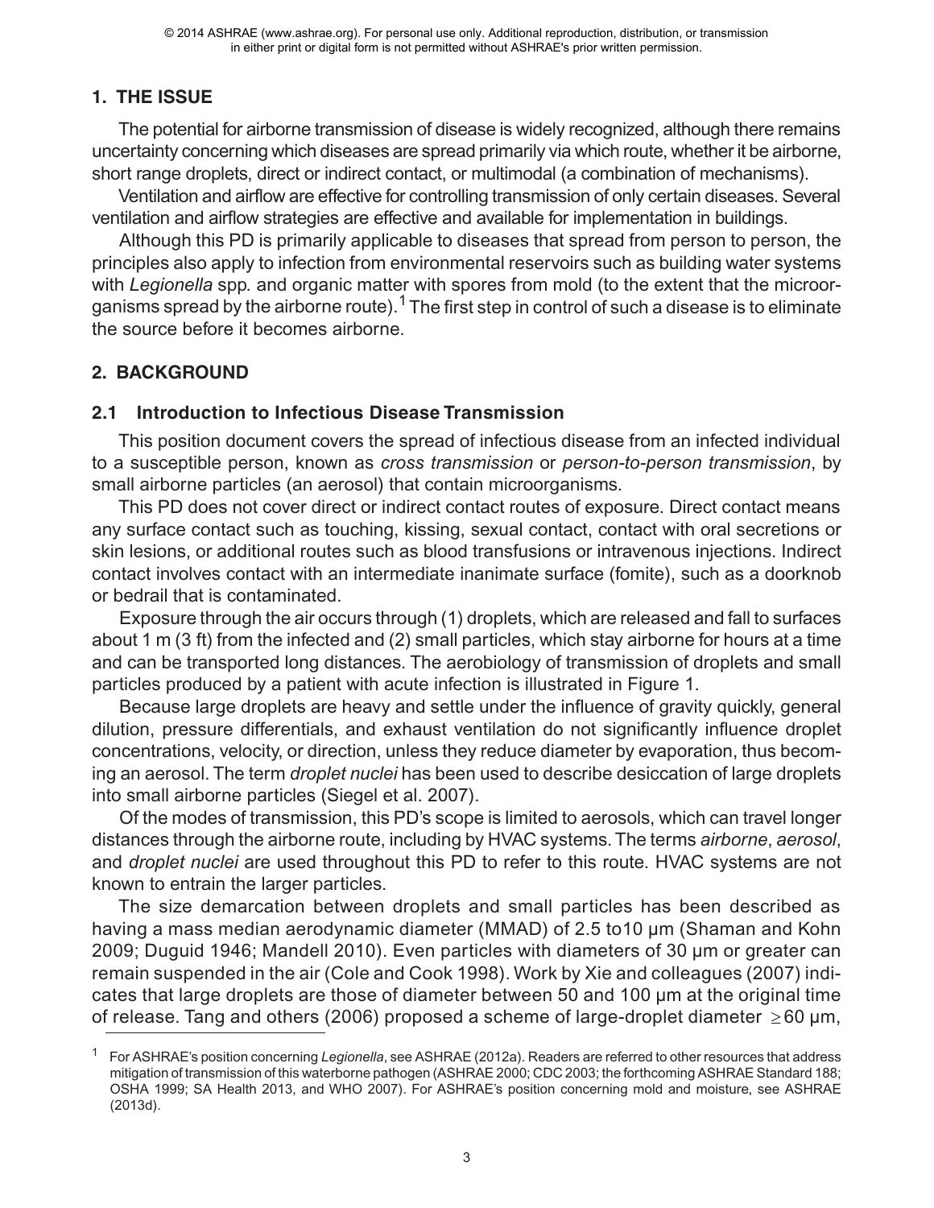## 1. THE ISSUE

The potential for airborne transmission of disease is widely recognized, although there remains uncertainty concerning which diseases are spread primarily via which route, whether it be airborne, short range droplets, direct or indirect contact, or multimodal (a combination of mechanisms).

Ventilation and airflow are effective for controlling transmission of only certain diseases. Several ventilation and airflow strategies are effective and available for implementation in buildings.

Although this PD is primarily applicable to diseases that spread from person to person, the principles also apply to infection from environmental reservoirs such as building water systems with *Legionella* spp*.* and organic matter with spores from mold (to the extent that the microorganisms spread by the airborne route).[1] The first step in control of such a disease is to eliminate the source before it becomes airborne.

## 2. BACKGROUND

### 2.1 Introduction to Infectious Disease Transmission

This position document covers the spread of infectious disease from an infected individual to a susceptible person, known as *cross transmission* or *person-to-person transmission*, by small airborne particles (an aerosol) that contain microorganisms.

This PD does not cover direct or indirect contact routes of exposure. Direct contact means any surface contact such as touching, kissing, sexual contact, contact with oral secretions or skin lesions, or additional routes such as blood transfusions or intravenous injections. Indirect contact involves contact with an intermediate inanimate surface (fomite), such as a doorknob or bedrail that is contaminated.

Exposure through the air occurs through (1) droplets, which are released and fall to surfaces about 1 m (3 ft) from the infected and (2) small particles, which stay airborne for hours at a time and can be transported long distances. The aerobiology of transmission of droplets and small particles produced by a patient with acute infection is illustrated in Figure 1.

Because large droplets are heavy and settle under the influence of gravity quickly, general dilution, pressure differentials, and exhaust ventilation do not significantly influence droplet concentrations, velocity, or direction, unless they reduce diameter by evaporation, thus becoming an aerosol. The term *droplet nuclei* has been used to describe desiccation of large droplets into small airborne particles (Siegel et al. 2007).

Of the modes of transmission, this PD's scope is limited to aerosols, which can travel longer distances through the airborne route, including by HVAC systems. The terms *airborne*, *aerosol*, and *droplet nuclei* are used throughout this PD to refer to this route. HVAC systems are not known to entrain the larger particles.

The size demarcation between droplets and small particles has been described as having a mass median aerodynamic diameter (MMAD) of 2.5 to10 μm (Shaman and Kohn 2009; Duguid 1946; Mandell 2010). Even particles with diameters of 30 μm or greater can remain suspended in the air (Cole and Cook 1998). Work by Xie and colleagues (2007) indicates that large droplets are those of diameter between 50 and 100 μm at the original time of release. Tang and others (2006) proposed a scheme of large-droplet diameter $\geq$60 μm,

---

[1] For ASHRAE's position concerning *Legionella*, see ASHRAE (2012a). Readers are referred to other resources that address mitigation of transmission of this waterborne pathogen (ASHRAE 2000; CDC 2003; the forthcoming ASHRAE Standard 188; OSHA 1999; SA Health 2013, and WHO 2007). For ASHRAE's position concerning mold and moisture, see ASHRAE (2013d).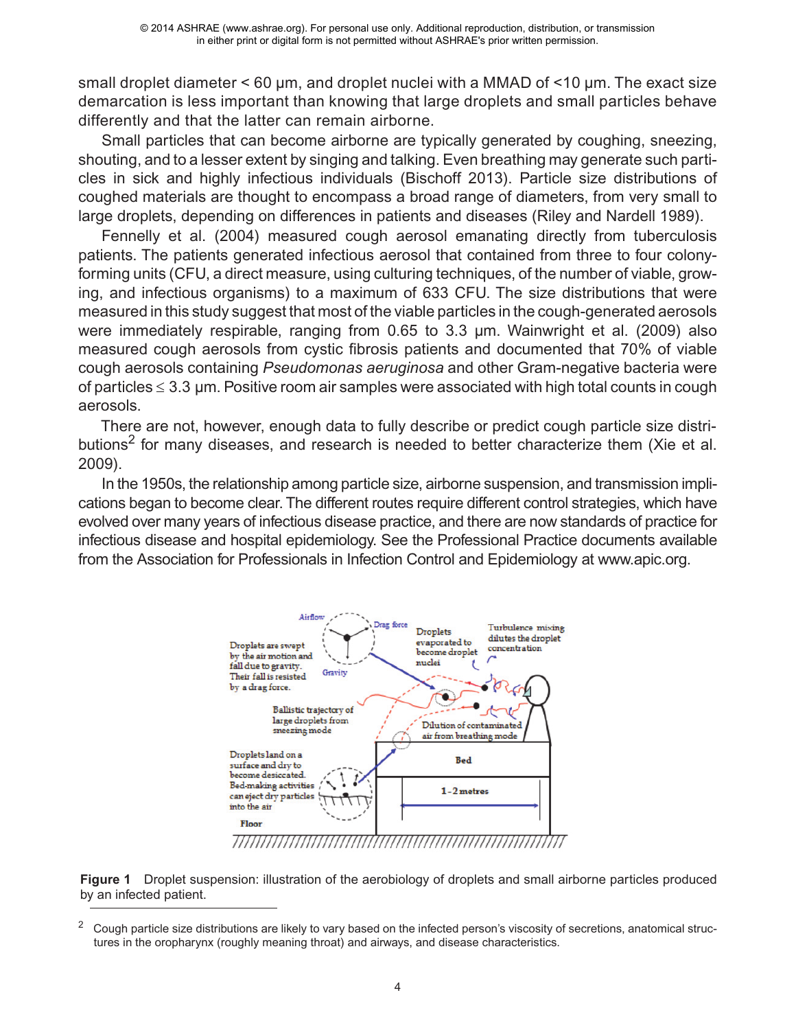small droplet diameter < 60 µm, and droplet nuclei with a MMAD of <10 µm. The exact size demarcation is less important than knowing that large droplets and small particles behave differently and that the latter can remain airborne.

Small particles that can become airborne are typically generated by coughing, sneezing, shouting, and to a lesser extent by singing and talking. Even breathing may generate such particles in sick and highly infectious individuals (Bischoff 2013). Particle size distributions of coughed materials are thought to encompass a broad range of diameters, from very small to large droplets, depending on differences in patients and diseases (Riley and Nardell 1989).

Fennelly et al. (2004) measured cough aerosol emanating directly from tuberculosis patients. The patients generated infectious aerosol that contained from three to four colony-forming units (CFU, a direct measure, using culturing techniques, of the number of viable, growing, and infectious organisms) to a maximum of 633 CFU. The size distributions that were measured in this study suggest that most of the viable particles in the cough-generated aerosols were immediately respirable, ranging from 0.65 to 3.3 µm. Wainwright et al. (2009) also measured cough aerosols from cystic fibrosis patients and documented that 70% of viable cough aerosols containing *Pseudomonas aeruginosa* and other Gram-negative bacteria were of particles ≤ 3.3 µm. Positive room air samples were associated with high total counts in cough aerosols.

There are not, however, enough data to fully describe or predict cough particle size distributions[2] for many diseases, and research is needed to better characterize them (Xie et al. 2009).

In the 1950s, the relationship among particle size, airborne suspension, and transmission implications began to become clear. The different routes require different control strategies, which have evolved over many years of infectious disease practice, and there are now standards of practice for infectious disease and hospital epidemiology. See the Professional Practice documents available from the Association for Professionals in Infection Control and Epidemiology at www.apic.org.

**Figure 1** Droplet suspension: illustration of the aerobiology of droplets and small airborne particles produced by an infected patient.

[2] Cough particle size distributions are likely to vary based on the infected person's viscosity of secretions, anatomical structures in the oropharynx (roughly meaning throat) and airways, and disease characteristics.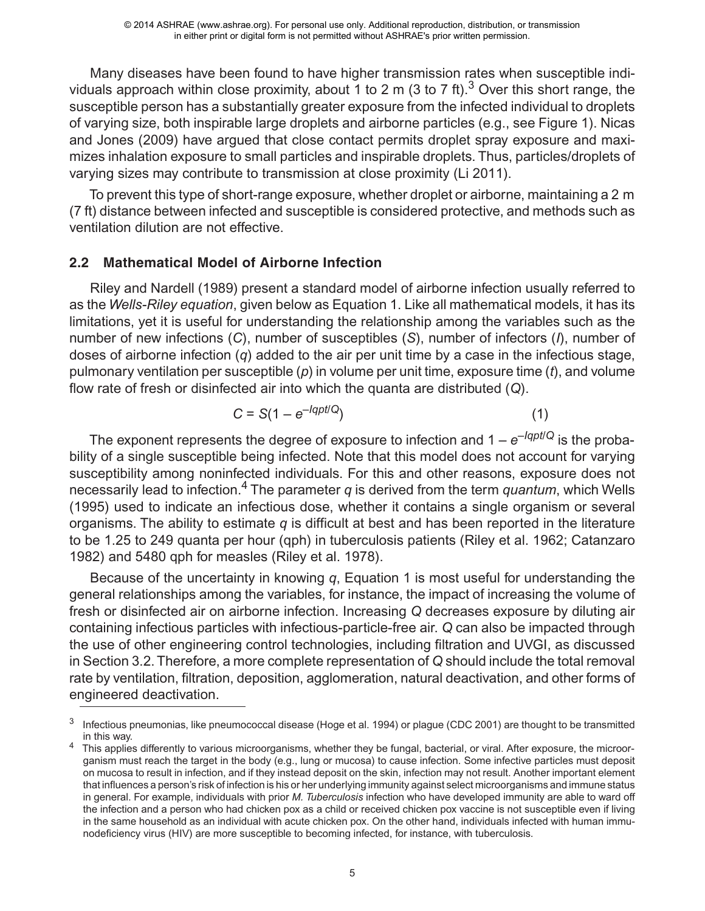Many diseases have been found to have higher transmission rates when susceptible individuals approach within close proximity, about 1 to 2 m (3 to 7 ft).[3] Over this short range, the susceptible person has a substantially greater exposure from the infected individual to droplets of varying size, both inspirable large droplets and airborne particles (e.g., see Figure 1). Nicas and Jones (2009) have argued that close contact permits droplet spray exposure and maximizes inhalation exposure to small particles and inspirable droplets. Thus, particles/droplets of varying sizes may contribute to transmission at close proximity (Li 2011).

To prevent this type of short-range exposure, whether droplet or airborne, maintaining a 2 m (7 ft) distance between infected and susceptible is considered protective, and methods such as ventilation dilution are not effective.

## 2.2 Mathematical Model of Airborne Infection

Riley and Nardell (1989) present a standard model of airborne infection usually referred to as the *Wells-Riley equation*, given below as Equation 1. Like all mathematical models, it has its limitations, yet it is useful for understanding the relationship among the variables such as the number of new infections ($C$), number of susceptibles ($S$), number of infectors ($I$), number of doses of airborne infection ($q$) added to the air per unit time by a case in the infectious stage, pulmonary ventilation per susceptible ($p$) in volume per unit time, exposure time ($t$), and volume flow rate of fresh or disinfected air into which the quanta are distributed ($Q$).

$$C = S(1 - e^{-Iqpt/Q}) \tag{1}$$

The exponent represents the degree of exposure to infection and $1 - e^{-Iqpt/Q}$ is the probability of a single susceptible being infected. Note that this model does not account for varying susceptibility among noninfected individuals. For this and other reasons, exposure does not necessarily lead to infection.[4] The parameter $q$ is derived from the term *quantum*, which Wells (1995) used to indicate an infectious dose, whether it contains a single organism or several organisms. The ability to estimate $q$ is difficult at best and has been reported in the literature to be 1.25 to 249 quanta per hour (qph) in tuberculosis patients (Riley et al. 1962; Catanzaro 1982) and 5480 qph for measles (Riley et al. 1978).

Because of the uncertainty in knowing $q$, Equation 1 is most useful for understanding the general relationships among the variables, for instance, the impact of increasing the volume of fresh or disinfected air on airborne infection. Increasing $Q$ decreases exposure by diluting air containing infectious particles with infectious-particle-free air. $Q$ can also be impacted through the use of other engineering control technologies, including filtration and UVGI, as discussed in Section 3.2. Therefore, a more complete representation of $Q$ should include the total removal rate by ventilation, filtration, deposition, agglomeration, natural deactivation, and other forms of engineered deactivation.

---

[3] Infectious pneumonias, like pneumococcal disease (Hoge et al. 1994) or plague (CDC 2001) are thought to be transmitted in this way.

[4] This applies differently to various microorganisms, whether they be fungal, bacterial, or viral. After exposure, the microorganism must reach the target in the body (e.g., lung or mucosa) to cause infection. Some infective particles must deposit on mucosa to result in infection, and if they instead deposit on the skin, infection may not result. Another important element that influences a person's risk of infection is his or her underlying immunity against select microorganisms and immune status in general. For example, individuals with prior *M. Tuberculosis* infection who have developed immunity are able to ward off the infection and a person who had chicken pox as a child or received chicken pox vaccine is not susceptible even if living in the same household as an individual with acute chicken pox. On the other hand, individuals infected with human immunodeficiency virus (HIV) are more susceptible to becoming infected, for instance, with tuberculosis.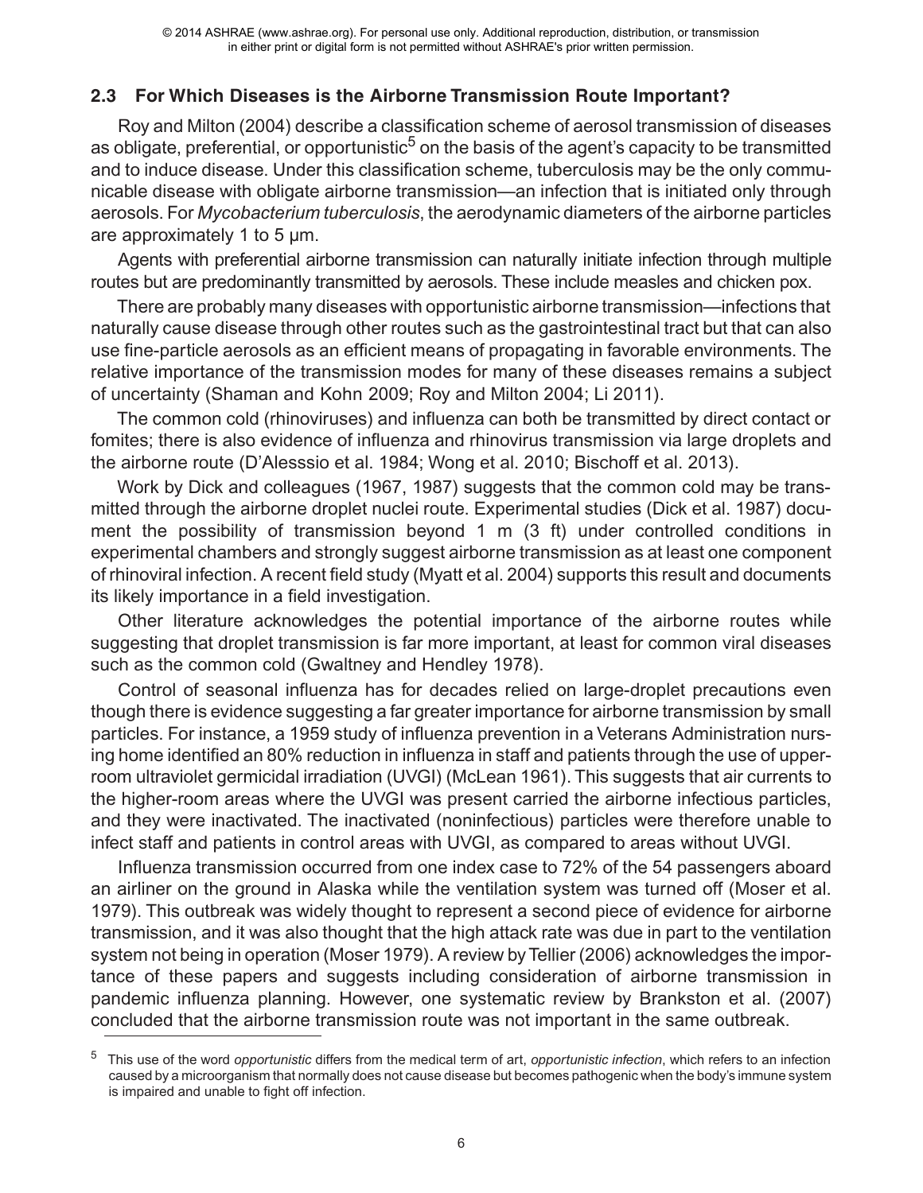## 2.3 For Which Diseases is the Airborne Transmission Route Important?

Roy and Milton (2004) describe a classification scheme of aerosol transmission of diseases as obligate, preferential, or opportunistic[5] on the basis of the agent's capacity to be transmitted and to induce disease. Under this classification scheme, tuberculosis may be the only communicable disease with obligate airborne transmission—an infection that is initiated only through aerosols. For *Mycobacterium tuberculosis*, the aerodynamic diameters of the airborne particles are approximately 1 to 5 µm.

Agents with preferential airborne transmission can naturally initiate infection through multiple routes but are predominantly transmitted by aerosols. These include measles and chicken pox.

There are probably many diseases with opportunistic airborne transmission—infections that naturally cause disease through other routes such as the gastrointestinal tract but that can also use fine-particle aerosols as an efficient means of propagating in favorable environments. The relative importance of the transmission modes for many of these diseases remains a subject of uncertainty (Shaman and Kohn 2009; Roy and Milton 2004; Li 2011).

The common cold (rhinoviruses) and influenza can both be transmitted by direct contact or fomites; there is also evidence of influenza and rhinovirus transmission via large droplets and the airborne route (D'Alesssio et al. 1984; Wong et al. 2010; Bischoff et al. 2013).

Work by Dick and colleagues (1967, 1987) suggests that the common cold may be transmitted through the airborne droplet nuclei route. Experimental studies (Dick et al. 1987) document the possibility of transmission beyond 1 m (3 ft) under controlled conditions in experimental chambers and strongly suggest airborne transmission as at least one component of rhinoviral infection. A recent field study (Myatt et al. 2004) supports this result and documents its likely importance in a field investigation.

Other literature acknowledges the potential importance of the airborne routes while suggesting that droplet transmission is far more important, at least for common viral diseases such as the common cold (Gwaltney and Hendley 1978).

Control of seasonal influenza has for decades relied on large-droplet precautions even though there is evidence suggesting a far greater importance for airborne transmission by small particles. For instance, a 1959 study of influenza prevention in a Veterans Administration nursing home identified an 80% reduction in influenza in staff and patients through the use of upper-room ultraviolet germicidal irradiation (UVGI) (McLean 1961). This suggests that air currents to the higher-room areas where the UVGI was present carried the airborne infectious particles, and they were inactivated. The inactivated (noninfectious) particles were therefore unable to infect staff and patients in control areas with UVGI, as compared to areas without UVGI.

Influenza transmission occurred from one index case to 72% of the 54 passengers aboard an airliner on the ground in Alaska while the ventilation system was turned off (Moser et al. 1979). This outbreak was widely thought to represent a second piece of evidence for airborne transmission, and it was also thought that the high attack rate was due in part to the ventilation system not being in operation (Moser 1979). A review by Tellier (2006) acknowledges the importance of these papers and suggests including consideration of airborne transmission in pandemic influenza planning. However, one systematic review by Brankston et al. (2007) concluded that the airborne transmission route was not important in the same outbreak.

[5] This use of the word *opportunistic* differs from the medical term of art, *opportunistic infection*, which refers to an infection caused by a microorganism that normally does not cause disease but becomes pathogenic when the body's immune system is impaired and unable to fight off infection.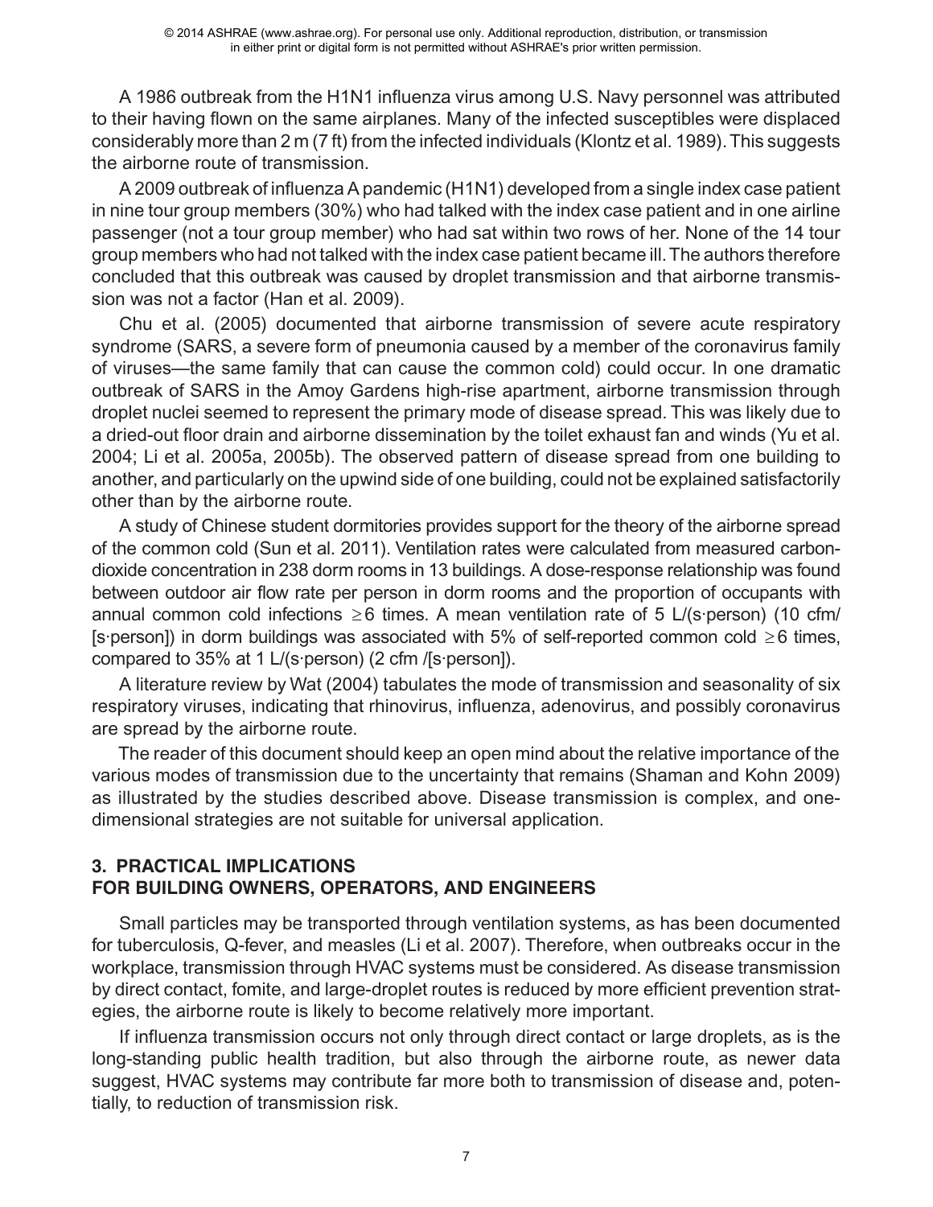A 1986 outbreak from the H1N1 influenza virus among U.S. Navy personnel was attributed to their having flown on the same airplanes. Many of the infected susceptibles were displaced considerably more than 2 m (7 ft) from the infected individuals (Klontz et al. 1989). This suggests the airborne route of transmission.

A 2009 outbreak of influenza A pandemic (H1N1) developed from a single index case patient in nine tour group members (30%) who had talked with the index case patient and in one airline passenger (not a tour group member) who had sat within two rows of her. None of the 14 tour group members who had not talked with the index case patient became ill. The authors therefore concluded that this outbreak was caused by droplet transmission and that airborne transmission was not a factor (Han et al. 2009).

Chu et al. (2005) documented that airborne transmission of severe acute respiratory syndrome (SARS, a severe form of pneumonia caused by a member of the coronavirus family of viruses—the same family that can cause the common cold) could occur. In one dramatic outbreak of SARS in the Amoy Gardens high-rise apartment, airborne transmission through droplet nuclei seemed to represent the primary mode of disease spread. This was likely due to a dried-out floor drain and airborne dissemination by the toilet exhaust fan and winds (Yu et al. 2004; Li et al. 2005a, 2005b). The observed pattern of disease spread from one building to another, and particularly on the upwind side of one building, could not be explained satisfactorily other than by the airborne route.

A study of Chinese student dormitories provides support for the theory of the airborne spread of the common cold (Sun et al. 2011). Ventilation rates were calculated from measured carbon-dioxide concentration in 238 dorm rooms in 13 buildings. A dose-response relationship was found between outdoor air flow rate per person in dorm rooms and the proportion of occupants with annual common cold infections $\geq 6$ times. A mean ventilation rate of 5 L/(s·person) (10 cfm/[s·person]) in dorm buildings was associated with 5% of self-reported common cold $\geq 6$ times, compared to 35% at 1 L/(s·person) (2 cfm /[s·person]).

A literature review by Wat (2004) tabulates the mode of transmission and seasonality of six respiratory viruses, indicating that rhinovirus, influenza, adenovirus, and possibly coronavirus are spread by the airborne route.

The reader of this document should keep an open mind about the relative importance of the various modes of transmission due to the uncertainty that remains (Shaman and Kohn 2009) as illustrated by the studies described above. Disease transmission is complex, and one-dimensional strategies are not suitable for universal application.

## 3. PRACTICAL IMPLICATIONS FOR BUILDING OWNERS, OPERATORS, AND ENGINEERS

Small particles may be transported through ventilation systems, as has been documented for tuberculosis, Q-fever, and measles (Li et al. 2007). Therefore, when outbreaks occur in the workplace, transmission through HVAC systems must be considered. As disease transmission by direct contact, fomite, and large-droplet routes is reduced by more efficient prevention strategies, the airborne route is likely to become relatively more important.

If influenza transmission occurs not only through direct contact or large droplets, as is the long-standing public health tradition, but also through the airborne route, as newer data suggest, HVAC systems may contribute far more both to transmission of disease and, potentially, to reduction of transmission risk.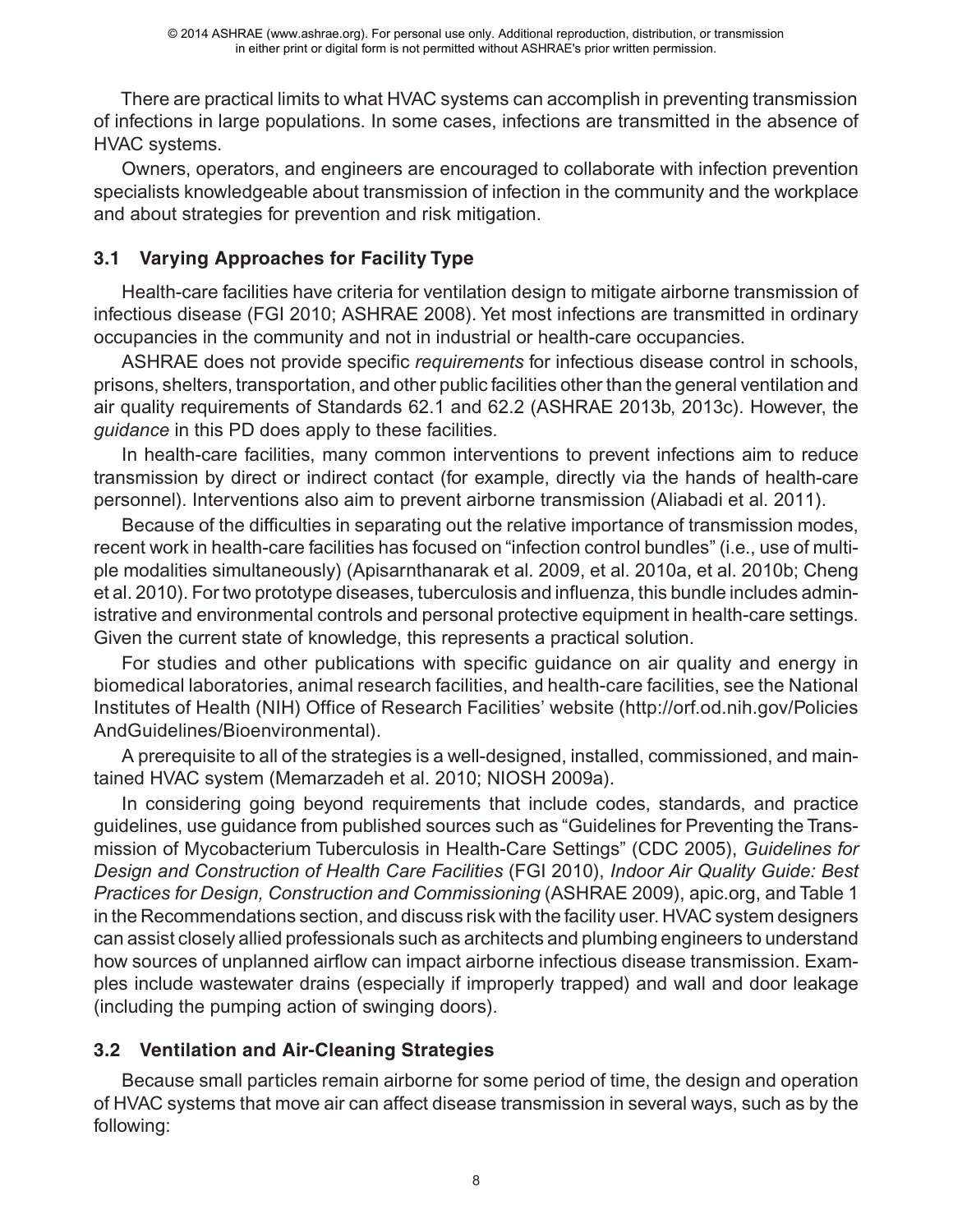There are practical limits to what HVAC systems can accomplish in preventing transmission of infections in large populations. In some cases, infections are transmitted in the absence of HVAC systems.

Owners, operators, and engineers are encouraged to collaborate with infection prevention specialists knowledgeable about transmission of infection in the community and the workplace and about strategies for prevention and risk mitigation.

### 3.1 Varying Approaches for Facility Type

Health-care facilities have criteria for ventilation design to mitigate airborne transmission of infectious disease (FGI 2010; ASHRAE 2008). Yet most infections are transmitted in ordinary occupancies in the community and not in industrial or health-care occupancies.

ASHRAE does not provide specific *requirements* for infectious disease control in schools, prisons, shelters, transportation, and other public facilities other than the general ventilation and air quality requirements of Standards 62.1 and 62.2 (ASHRAE 2013b, 2013c). However, the *guidance* in this PD does apply to these facilities.

In health-care facilities, many common interventions to prevent infections aim to reduce transmission by direct or indirect contact (for example, directly via the hands of health-care personnel). Interventions also aim to prevent airborne transmission (Aliabadi et al. 2011).

Because of the difficulties in separating out the relative importance of transmission modes, recent work in health-care facilities has focused on "infection control bundles" (i.e., use of multiple modalities simultaneously) (Apisarnthanarak et al. 2009, et al. 2010a, et al. 2010b; Cheng et al. 2010). For two prototype diseases, tuberculosis and influenza, this bundle includes administrative and environmental controls and personal protective equipment in health-care settings. Given the current state of knowledge, this represents a practical solution.

For studies and other publications with specific guidance on air quality and energy in biomedical laboratories, animal research facilities, and health-care facilities, see the National Institutes of Health (NIH) Office of Research Facilities' website (http://orf.od.nih.gov/PoliciesAndGuidelines/Bioenvironmental).

A prerequisite to all of the strategies is a well-designed, installed, commissioned, and maintained HVAC system (Memarzadeh et al. 2010; NIOSH 2009a).

In considering going beyond requirements that include codes, standards, and practice guidelines, use guidance from published sources such as "Guidelines for Preventing the Transmission of Mycobacterium Tuberculosis in Health-Care Settings" (CDC 2005), *Guidelines for Design and Construction of Health Care Facilities* (FGI 2010), *Indoor Air Quality Guide: Best Practices for Design, Construction and Commissioning* (ASHRAE 2009), apic.org, and Table 1 in the Recommendations section, and discuss risk with the facility user. HVAC system designers can assist closely allied professionals such as architects and plumbing engineers to understand how sources of unplanned airflow can impact airborne infectious disease transmission. Examples include wastewater drains (especially if improperly trapped) and wall and door leakage (including the pumping action of swinging doors).

### 3.2 Ventilation and Air-Cleaning Strategies

Because small particles remain airborne for some period of time, the design and operation of HVAC systems that move air can affect disease transmission in several ways, such as by the following: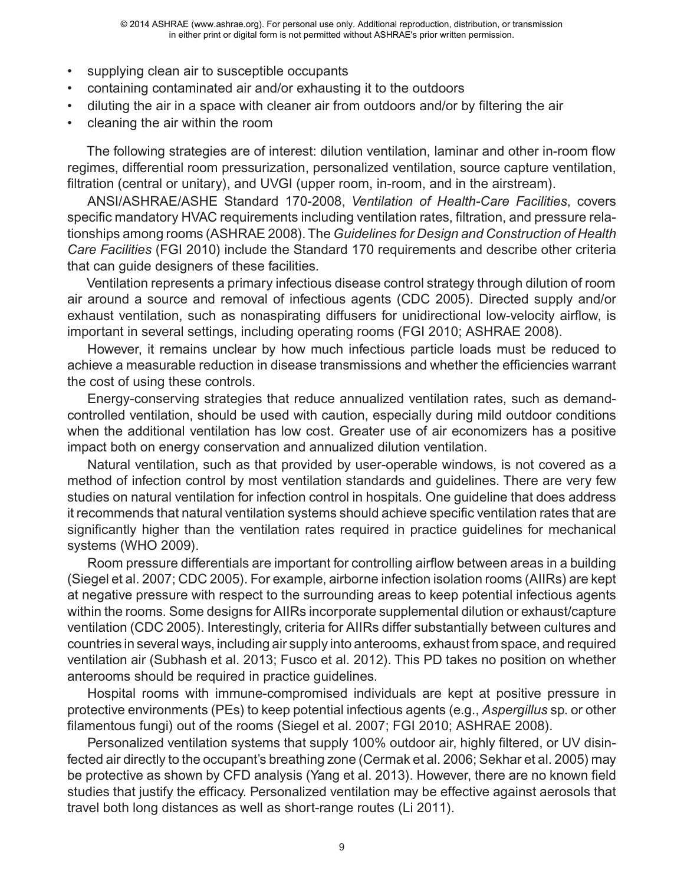- supplying clean air to susceptible occupants
- containing contaminated air and/or exhausting it to the outdoors
- diluting the air in a space with cleaner air from outdoors and/or by filtering the air
- cleaning the air within the room

The following strategies are of interest: dilution ventilation, laminar and other in-room flow regimes, differential room pressurization, personalized ventilation, source capture ventilation, filtration (central or unitary), and UVGI (upper room, in-room, and in the airstream).

ANSI/ASHRAE/ASHE Standard 170-2008, *Ventilation of Health-Care Facilities*, covers specific mandatory HVAC requirements including ventilation rates, filtration, and pressure relationships among rooms (ASHRAE 2008). The *Guidelines for Design and Construction of Health Care Facilities* (FGI 2010) include the Standard 170 requirements and describe other criteria that can guide designers of these facilities.

Ventilation represents a primary infectious disease control strategy through dilution of room air around a source and removal of infectious agents (CDC 2005). Directed supply and/or exhaust ventilation, such as nonaspirating diffusers for unidirectional low-velocity airflow, is important in several settings, including operating rooms (FGI 2010; ASHRAE 2008).

However, it remains unclear by how much infectious particle loads must be reduced to achieve a measurable reduction in disease transmissions and whether the efficiencies warrant the cost of using these controls.

Energy-conserving strategies that reduce annualized ventilation rates, such as demand-controlled ventilation, should be used with caution, especially during mild outdoor conditions when the additional ventilation has low cost. Greater use of air economizers has a positive impact both on energy conservation and annualized dilution ventilation.

Natural ventilation, such as that provided by user-operable windows, is not covered as a method of infection control by most ventilation standards and guidelines. There are very few studies on natural ventilation for infection control in hospitals. One guideline that does address it recommends that natural ventilation systems should achieve specific ventilation rates that are significantly higher than the ventilation rates required in practice guidelines for mechanical systems (WHO 2009).

Room pressure differentials are important for controlling airflow between areas in a building (Siegel et al. 2007; CDC 2005). For example, airborne infection isolation rooms (AIIRs) are kept at negative pressure with respect to the surrounding areas to keep potential infectious agents within the rooms. Some designs for AIIRs incorporate supplemental dilution or exhaust/capture ventilation (CDC 2005). Interestingly, criteria for AIIRs differ substantially between cultures and countries in several ways, including air supply into anterooms, exhaust from space, and required ventilation air (Subhash et al. 2013; Fusco et al. 2012). This PD takes no position on whether anterooms should be required in practice guidelines.

Hospital rooms with immune-compromised individuals are kept at positive pressure in protective environments (PEs) to keep potential infectious agents (e.g., *Aspergillus* sp. or other filamentous fungi) out of the rooms (Siegel et al. 2007; FGI 2010; ASHRAE 2008).

Personalized ventilation systems that supply 100% outdoor air, highly filtered, or UV disinfected air directly to the occupant's breathing zone (Cermak et al. 2006; Sekhar et al. 2005) may be protective as shown by CFD analysis (Yang et al. 2013). However, there are no known field studies that justify the efficacy. Personalized ventilation may be effective against aerosols that travel both long distances as well as short-range routes (Li 2011).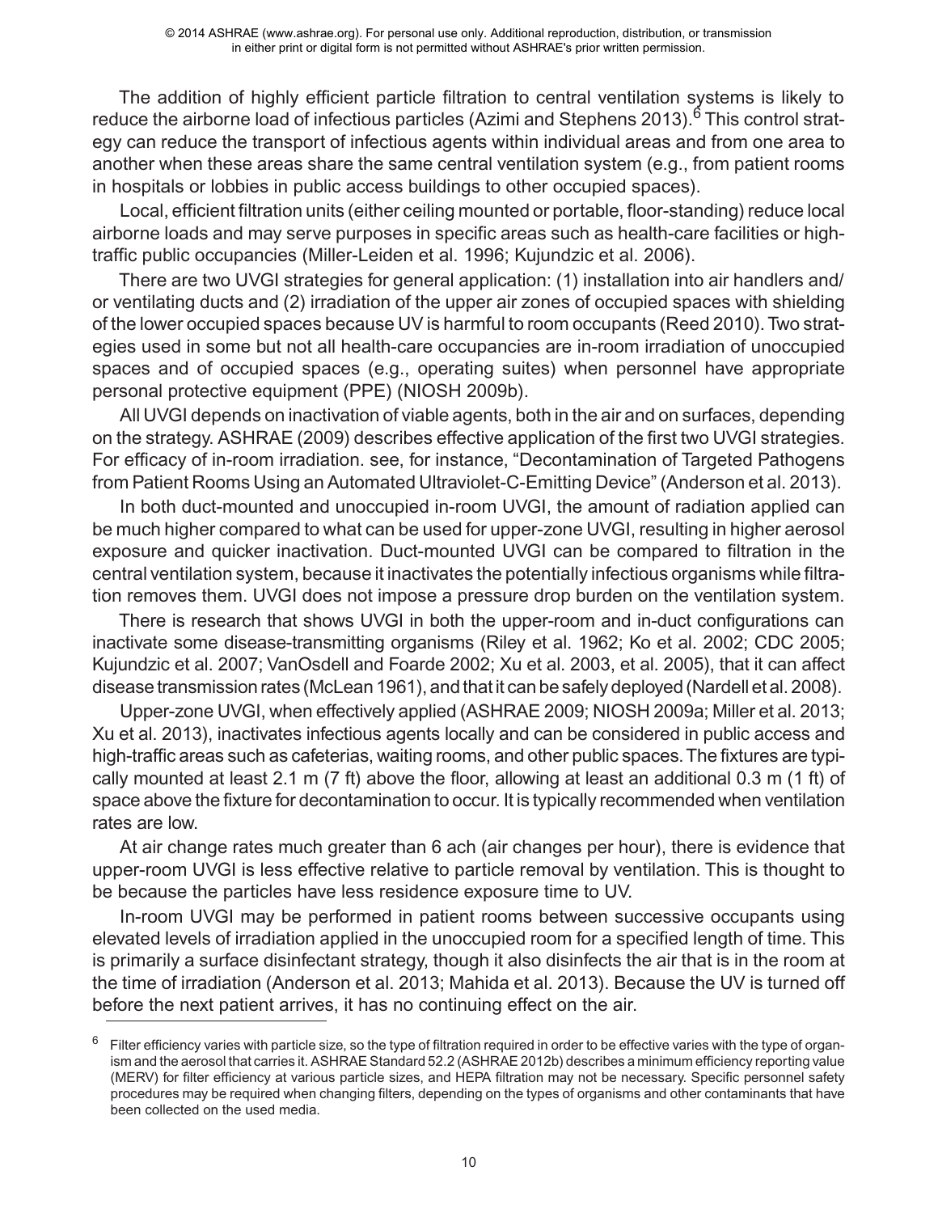The addition of highly efficient particle filtration to central ventilation systems is likely to reduce the airborne load of infectious particles (Azimi and Stephens 2013).[6] This control strategy can reduce the transport of infectious agents within individual areas and from one area to another when these areas share the same central ventilation system (e.g., from patient rooms in hospitals or lobbies in public access buildings to other occupied spaces).

Local, efficient filtration units (either ceiling mounted or portable, floor-standing) reduce local airborne loads and may serve purposes in specific areas such as health-care facilities or high-traffic public occupancies (Miller-Leiden et al. 1996; Kujundzic et al. 2006).

There are two UVGI strategies for general application: (1) installation into air handlers and/or ventilating ducts and (2) irradiation of the upper air zones of occupied spaces with shielding of the lower occupied spaces because UV is harmful to room occupants (Reed 2010). Two strategies used in some but not all health-care occupancies are in-room irradiation of unoccupied spaces and of occupied spaces (e.g., operating suites) when personnel have appropriate personal protective equipment (PPE) (NIOSH 2009b).

All UVGI depends on inactivation of viable agents, both in the air and on surfaces, depending on the strategy. ASHRAE (2009) describes effective application of the first two UVGI strategies. For efficacy of in-room irradiation. see, for instance, "Decontamination of Targeted Pathogens from Patient Rooms Using an Automated Ultraviolet-C-Emitting Device" (Anderson et al. 2013).

In both duct-mounted and unoccupied in-room UVGI, the amount of radiation applied can be much higher compared to what can be used for upper-zone UVGI, resulting in higher aerosol exposure and quicker inactivation. Duct-mounted UVGI can be compared to filtration in the central ventilation system, because it inactivates the potentially infectious organisms while filtration removes them. UVGI does not impose a pressure drop burden on the ventilation system.

There is research that shows UVGI in both the upper-room and in-duct configurations can inactivate some disease-transmitting organisms (Riley et al. 1962; Ko et al. 2002; CDC 2005; Kujundzic et al. 2007; VanOsdell and Foarde 2002; Xu et al. 2003, et al. 2005), that it can affect disease transmission rates (McLean 1961), and that it can be safely deployed (Nardell et al. 2008).

Upper-zone UVGI, when effectively applied (ASHRAE 2009; NIOSH 2009a; Miller et al. 2013; Xu et al. 2013), inactivates infectious agents locally and can be considered in public access and high-traffic areas such as cafeterias, waiting rooms, and other public spaces. The fixtures are typically mounted at least 2.1 m (7 ft) above the floor, allowing at least an additional 0.3 m (1 ft) of space above the fixture for decontamination to occur. It is typically recommended when ventilation rates are low.

At air change rates much greater than 6 ach (air changes per hour), there is evidence that upper-room UVGI is less effective relative to particle removal by ventilation. This is thought to be because the particles have less residence exposure time to UV.

In-room UVGI may be performed in patient rooms between successive occupants using elevated levels of irradiation applied in the unoccupied room for a specified length of time. This is primarily a surface disinfectant strategy, though it also disinfects the air that is in the room at the time of irradiation (Anderson et al. 2013; Mahida et al. 2013). Because the UV is turned off before the next patient arrives, it has no continuing effect on the air.

---

[6] Filter efficiency varies with particle size, so the type of filtration required in order to be effective varies with the type of organism and the aerosol that carries it. ASHRAE Standard 52.2 (ASHRAE 2012b) describes a minimum efficiency reporting value (MERV) for filter efficiency at various particle sizes, and HEPA filtration may not be necessary. Specific personnel safety procedures may be required when changing filters, depending on the types of organisms and other contaminants that have been collected on the used media.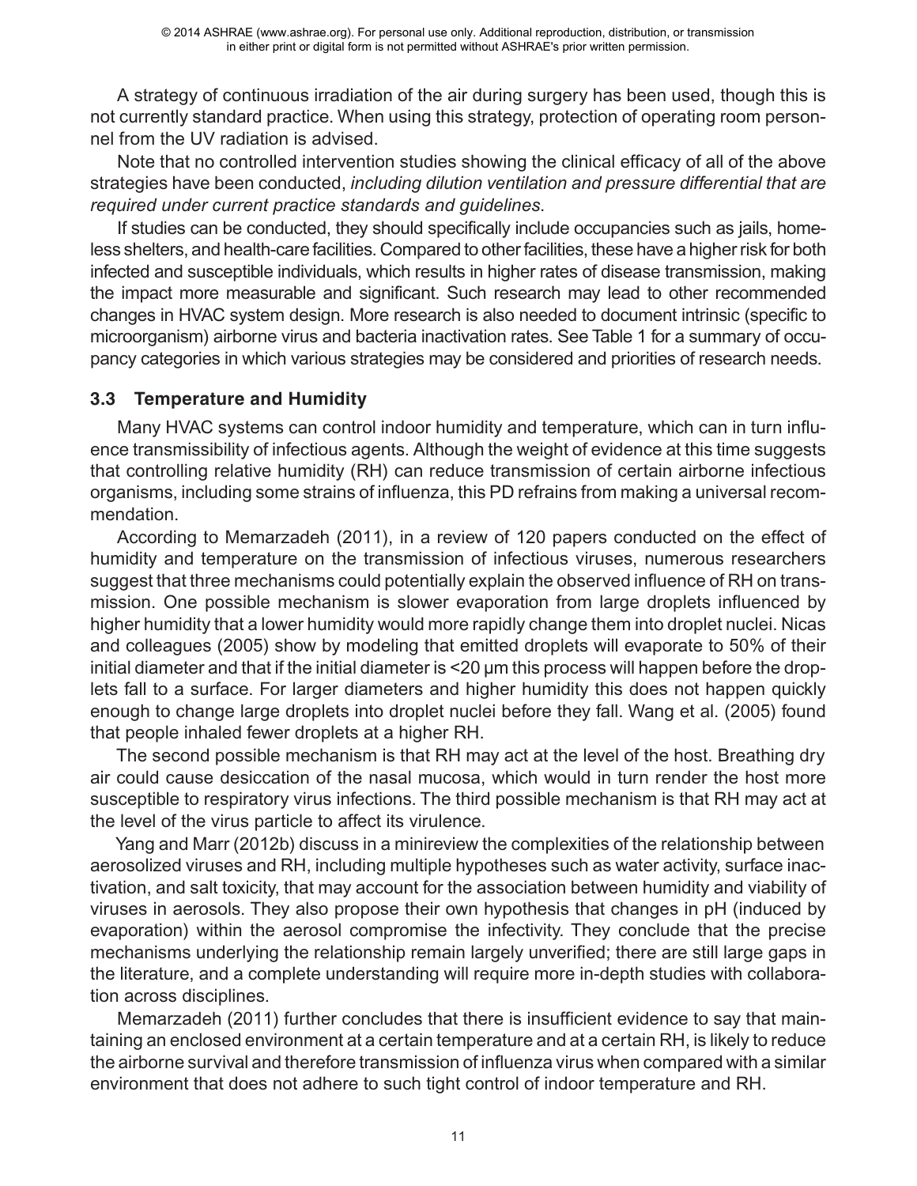A strategy of continuous irradiation of the air during surgery has been used, though this is not currently standard practice. When using this strategy, protection of operating room personnel from the UV radiation is advised.

Note that no controlled intervention studies showing the clinical efficacy of all of the above strategies have been conducted, *including dilution ventilation and pressure differential that are required under current practice standards and guidelines*.

If studies can be conducted, they should specifically include occupancies such as jails, homeless shelters, and health-care facilities. Compared to other facilities, these have a higher risk for both infected and susceptible individuals, which results in higher rates of disease transmission, making the impact more measurable and significant. Such research may lead to other recommended changes in HVAC system design. More research is also needed to document intrinsic (specific to microorganism) airborne virus and bacteria inactivation rates. See Table 1 for a summary of occupancy categories in which various strategies may be considered and priorities of research needs.

### 3.3 Temperature and Humidity

Many HVAC systems can control indoor humidity and temperature, which can in turn influence transmissibility of infectious agents. Although the weight of evidence at this time suggests that controlling relative humidity (RH) can reduce transmission of certain airborne infectious organisms, including some strains of influenza, this PD refrains from making a universal recommendation.

According to Memarzadeh (2011), in a review of 120 papers conducted on the effect of humidity and temperature on the transmission of infectious viruses, numerous researchers suggest that three mechanisms could potentially explain the observed influence of RH on transmission. One possible mechanism is slower evaporation from large droplets influenced by higher humidity that a lower humidity would more rapidly change them into droplet nuclei. Nicas and colleagues (2005) show by modeling that emitted droplets will evaporate to 50% of their initial diameter and that if the initial diameter is <20 µm this process will happen before the droplets fall to a surface. For larger diameters and higher humidity this does not happen quickly enough to change large droplets into droplet nuclei before they fall. Wang et al. (2005) found that people inhaled fewer droplets at a higher RH.

The second possible mechanism is that RH may act at the level of the host. Breathing dry air could cause desiccation of the nasal mucosa, which would in turn render the host more susceptible to respiratory virus infections. The third possible mechanism is that RH may act at the level of the virus particle to affect its virulence.

Yang and Marr (2012b) discuss in a minireview the complexities of the relationship between aerosolized viruses and RH, including multiple hypotheses such as water activity, surface inactivation, and salt toxicity, that may account for the association between humidity and viability of viruses in aerosols. They also propose their own hypothesis that changes in pH (induced by evaporation) within the aerosol compromise the infectivity. They conclude that the precise mechanisms underlying the relationship remain largely unverified; there are still large gaps in the literature, and a complete understanding will require more in-depth studies with collaboration across disciplines.

Memarzadeh (2011) further concludes that there is insufficient evidence to say that maintaining an enclosed environment at a certain temperature and at a certain RH, is likely to reduce the airborne survival and therefore transmission of influenza virus when compared with a similar environment that does not adhere to such tight control of indoor temperature and RH.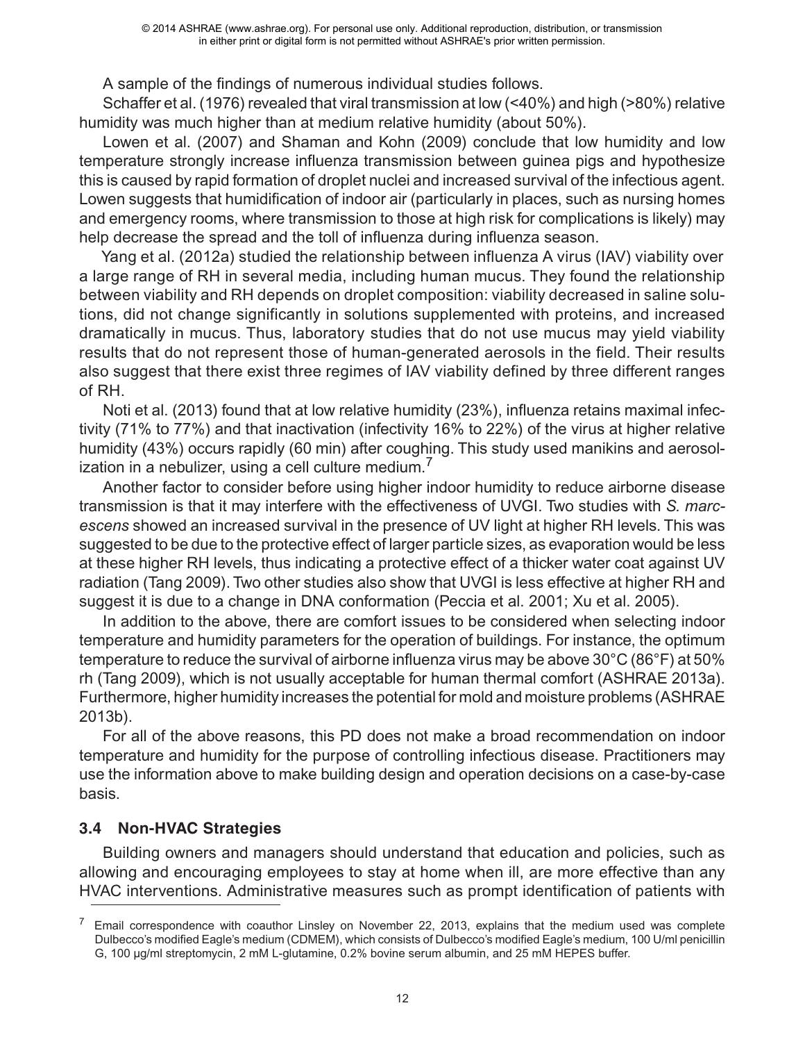A sample of the findings of numerous individual studies follows.

Schaffer et al. (1976) revealed that viral transmission at low (<40%) and high (>80%) relative humidity was much higher than at medium relative humidity (about 50%).

Lowen et al. (2007) and Shaman and Kohn (2009) conclude that low humidity and low temperature strongly increase influenza transmission between guinea pigs and hypothesize this is caused by rapid formation of droplet nuclei and increased survival of the infectious agent. Lowen suggests that humidification of indoor air (particularly in places, such as nursing homes and emergency rooms, where transmission to those at high risk for complications is likely) may help decrease the spread and the toll of influenza during influenza season.

Yang et al. (2012a) studied the relationship between influenza A virus (IAV) viability over a large range of RH in several media, including human mucus. They found the relationship between viability and RH depends on droplet composition: viability decreased in saline solutions, did not change significantly in solutions supplemented with proteins, and increased dramatically in mucus. Thus, laboratory studies that do not use mucus may yield viability results that do not represent those of human-generated aerosols in the field. Their results also suggest that there exist three regimes of IAV viability defined by three different ranges of RH.

Noti et al. (2013) found that at low relative humidity (23%), influenza retains maximal infectivity (71% to 77%) and that inactivation (infectivity 16% to 22%) of the virus at higher relative humidity (43%) occurs rapidly (60 min) after coughing. This study used manikins and aerosolization in a nebulizer, using a cell culture medium.[7]

Another factor to consider before using higher indoor humidity to reduce airborne disease transmission is that it may interfere with the effectiveness of UVGI. Two studies with *S. marcescens* showed an increased survival in the presence of UV light at higher RH levels. This was suggested to be due to the protective effect of larger particle sizes, as evaporation would be less at these higher RH levels, thus indicating a protective effect of a thicker water coat against UV radiation (Tang 2009). Two other studies also show that UVGI is less effective at higher RH and suggest it is due to a change in DNA conformation (Peccia et al. 2001; Xu et al. 2005).

In addition to the above, there are comfort issues to be considered when selecting indoor temperature and humidity parameters for the operation of buildings. For instance, the optimum temperature to reduce the survival of airborne influenza virus may be above 30°C (86°F) at 50% rh (Tang 2009), which is not usually acceptable for human thermal comfort (ASHRAE 2013a). Furthermore, higher humidity increases the potential for mold and moisture problems (ASHRAE 2013b).

For all of the above reasons, this PD does not make a broad recommendation on indoor temperature and humidity for the purpose of controlling infectious disease. Practitioners may use the information above to make building design and operation decisions on a case-by-case basis.

### 3.4 Non-HVAC Strategies

Building owners and managers should understand that education and policies, such as allowing and encouraging employees to stay at home when ill, are more effective than any HVAC interventions. Administrative measures such as prompt identification of patients with

[7] Email correspondence with coauthor Linsley on November 22, 2013, explains that the medium used was complete Dulbecco's modified Eagle's medium (CDMEM), which consists of Dulbecco's modified Eagle's medium, 100 U/ml penicillin G, 100 µg/ml streptomycin, 2 mM L-glutamine, 0.2% bovine serum albumin, and 25 mM HEPES buffer.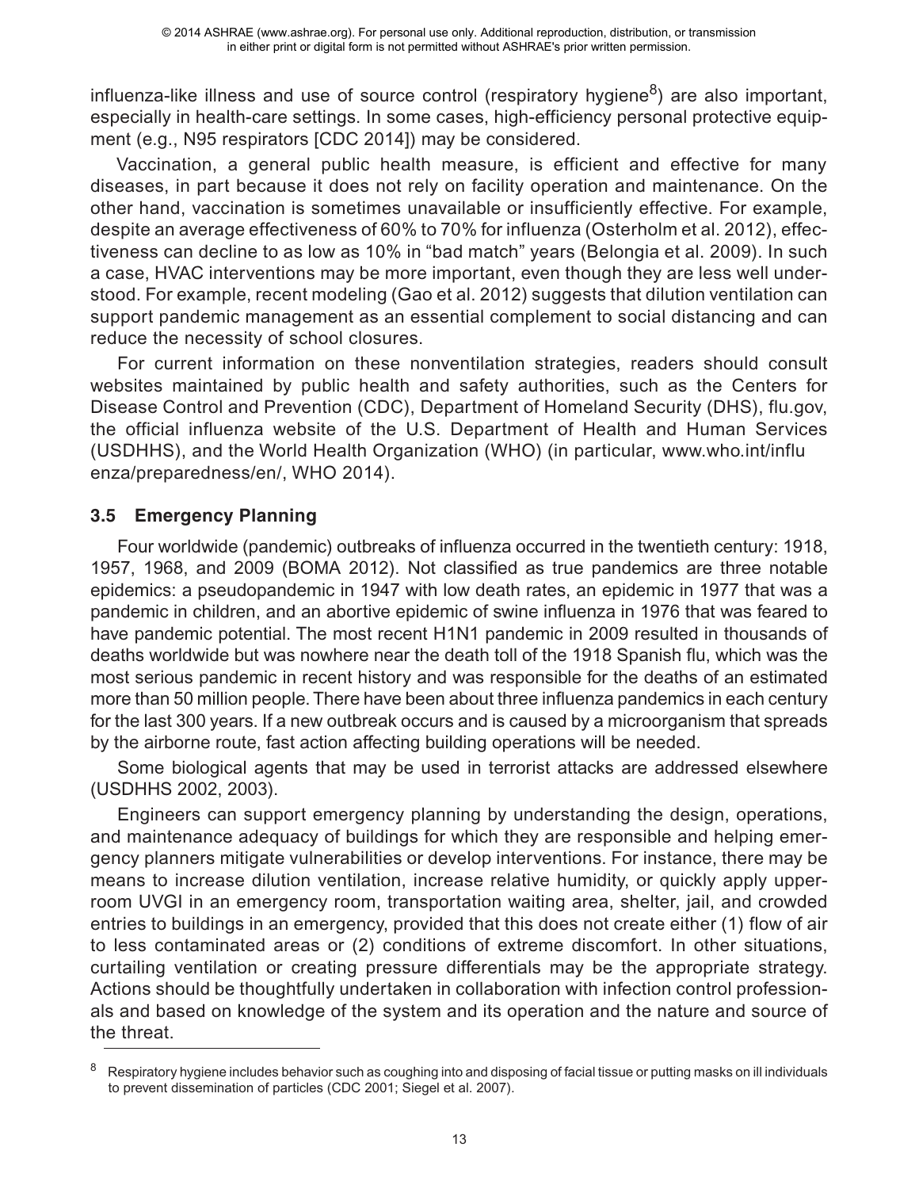influenza-like illness and use of source control (respiratory hygiene[8]) are also important, especially in health-care settings. In some cases, high-efficiency personal protective equipment (e.g., N95 respirators [CDC 2014]) may be considered.

Vaccination, a general public health measure, is efficient and effective for many diseases, in part because it does not rely on facility operation and maintenance. On the other hand, vaccination is sometimes unavailable or insufficiently effective. For example, despite an average effectiveness of 60% to 70% for influenza (Osterholm et al. 2012), effectiveness can decline to as low as 10% in "bad match" years (Belongia et al. 2009). In such a case, HVAC interventions may be more important, even though they are less well understood. For example, recent modeling (Gao et al. 2012) suggests that dilution ventilation can support pandemic management as an essential complement to social distancing and can reduce the necessity of school closures.

For current information on these nonventilation strategies, readers should consult websites maintained by public health and safety authorities, such as the Centers for Disease Control and Prevention (CDC), Department of Homeland Security (DHS), flu.gov, the official influenza website of the U.S. Department of Health and Human Services (USDHHS), and the World Health Organization (WHO) (in particular, www.who.int/influenza/preparedness/en/, WHO 2014).

## 3.5 Emergency Planning

Four worldwide (pandemic) outbreaks of influenza occurred in the twentieth century: 1918, 1957, 1968, and 2009 (BOMA 2012). Not classified as true pandemics are three notable epidemics: a pseudopandemic in 1947 with low death rates, an epidemic in 1977 that was a pandemic in children, and an abortive epidemic of swine influenza in 1976 that was feared to have pandemic potential. The most recent H1N1 pandemic in 2009 resulted in thousands of deaths worldwide but was nowhere near the death toll of the 1918 Spanish flu, which was the most serious pandemic in recent history and was responsible for the deaths of an estimated more than 50 million people. There have been about three influenza pandemics in each century for the last 300 years. If a new outbreak occurs and is caused by a microorganism that spreads by the airborne route, fast action affecting building operations will be needed.

Some biological agents that may be used in terrorist attacks are addressed elsewhere (USDHHS 2002, 2003).

Engineers can support emergency planning by understanding the design, operations, and maintenance adequacy of buildings for which they are responsible and helping emergency planners mitigate vulnerabilities or develop interventions. For instance, there may be means to increase dilution ventilation, increase relative humidity, or quickly apply upper-room UVGI in an emergency room, transportation waiting area, shelter, jail, and crowded entries to buildings in an emergency, provided that this does not create either (1) flow of air to less contaminated areas or (2) conditions of extreme discomfort. In other situations, curtailing ventilation or creating pressure differentials may be the appropriate strategy. Actions should be thoughtfully undertaken in collaboration with infection control professionals and based on knowledge of the system and its operation and the nature and source of the threat.

[8] Respiratory hygiene includes behavior such as coughing into and disposing of facial tissue or putting masks on ill individuals to prevent dissemination of particles (CDC 2001; Siegel et al. 2007).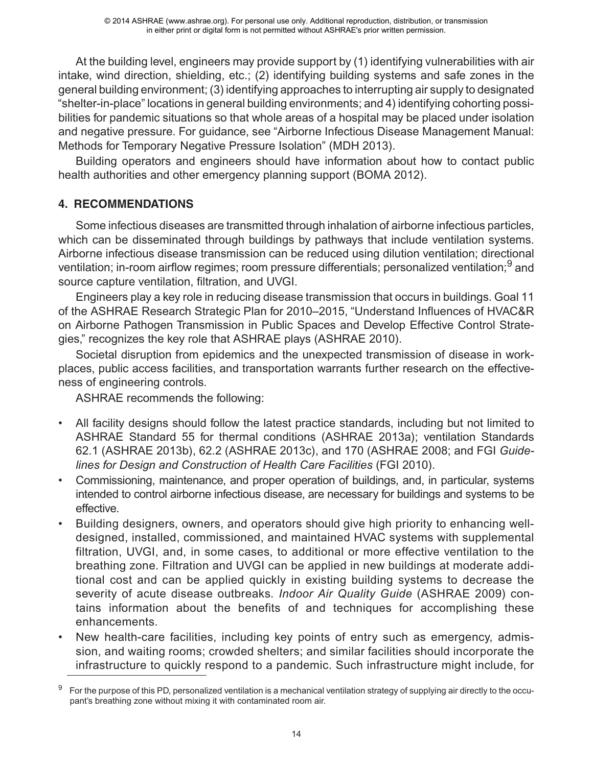At the building level, engineers may provide support by (1) identifying vulnerabilities with air intake, wind direction, shielding, etc.; (2) identifying building systems and safe zones in the general building environment; (3) identifying approaches to interrupting air supply to designated "shelter-in-place" locations in general building environments; and 4) identifying cohorting possibilities for pandemic situations so that whole areas of a hospital may be placed under isolation and negative pressure. For guidance, see "Airborne Infectious Disease Management Manual: Methods for Temporary Negative Pressure Isolation" (MDH 2013).

Building operators and engineers should have information about how to contact public health authorities and other emergency planning support (BOMA 2012).

## 4. RECOMMENDATIONS

Some infectious diseases are transmitted through inhalation of airborne infectious particles, which can be disseminated through buildings by pathways that include ventilation systems. Airborne infectious disease transmission can be reduced using dilution ventilation; directional ventilation; in-room airflow regimes; room pressure differentials; personalized ventilation;[9] and source capture ventilation, filtration, and UVGI.

Engineers play a key role in reducing disease transmission that occurs in buildings. Goal 11 of the ASHRAE Research Strategic Plan for 2010–2015, "Understand Influences of HVAC&R on Airborne Pathogen Transmission in Public Spaces and Develop Effective Control Strategies," recognizes the key role that ASHRAE plays (ASHRAE 2010).

Societal disruption from epidemics and the unexpected transmission of disease in workplaces, public access facilities, and transportation warrants further research on the effectiveness of engineering controls.

ASHRAE recommends the following:

- All facility designs should follow the latest practice standards, including but not limited to ASHRAE Standard 55 for thermal conditions (ASHRAE 2013a); ventilation Standards 62.1 (ASHRAE 2013b), 62.2 (ASHRAE 2013c), and 170 (ASHRAE 2008; and FGI *Guidelines for Design and Construction of Health Care Facilities* (FGI 2010).
- Commissioning, maintenance, and proper operation of buildings, and, in particular, systems intended to control airborne infectious disease, are necessary for buildings and systems to be effective.
- Building designers, owners, and operators should give high priority to enhancing well-designed, installed, commissioned, and maintained HVAC systems with supplemental filtration, UVGI, and, in some cases, to additional or more effective ventilation to the breathing zone. Filtration and UVGI can be applied in new buildings at moderate additional cost and can be applied quickly in existing building systems to decrease the severity of acute disease outbreaks. *Indoor Air Quality Guide* (ASHRAE 2009) contains information about the benefits of and techniques for accomplishing these enhancements.
- New health-care facilities, including key points of entry such as emergency, admission, and waiting rooms; crowded shelters; and similar facilities should incorporate the infrastructure to quickly respond to a pandemic. Such infrastructure might include, for

[9] For the purpose of this PD, personalized ventilation is a mechanical ventilation strategy of supplying air directly to the occupant's breathing zone without mixing it with contaminated room air.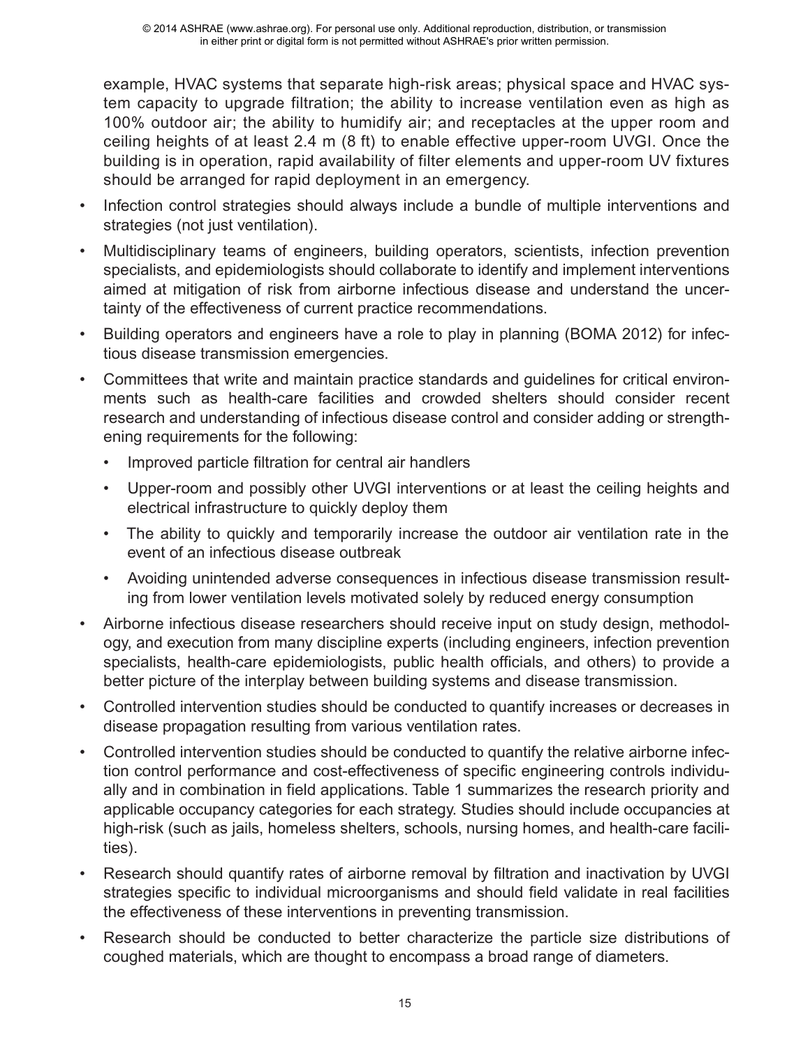example, HVAC systems that separate high-risk areas; physical space and HVAC system capacity to upgrade filtration; the ability to increase ventilation even as high as 100% outdoor air; the ability to humidify air; and receptacles at the upper room and ceiling heights of at least 2.4 m (8 ft) to enable effective upper-room UVGI. Once the building is in operation, rapid availability of filter elements and upper-room UV fixtures should be arranged for rapid deployment in an emergency.

- Infection control strategies should always include a bundle of multiple interventions and strategies (not just ventilation).
- Multidisciplinary teams of engineers, building operators, scientists, infection prevention specialists, and epidemiologists should collaborate to identify and implement interventions aimed at mitigation of risk from airborne infectious disease and understand the uncertainty of the effectiveness of current practice recommendations.
- Building operators and engineers have a role to play in planning (BOMA 2012) for infectious disease transmission emergencies.
- Committees that write and maintain practice standards and guidelines for critical environments such as health-care facilities and crowded shelters should consider recent research and understanding of infectious disease control and consider adding or strengthening requirements for the following:
  - Improved particle filtration for central air handlers
  - Upper-room and possibly other UVGI interventions or at least the ceiling heights and electrical infrastructure to quickly deploy them
  - The ability to quickly and temporarily increase the outdoor air ventilation rate in the event of an infectious disease outbreak
  - Avoiding unintended adverse consequences in infectious disease transmission resulting from lower ventilation levels motivated solely by reduced energy consumption
- Airborne infectious disease researchers should receive input on study design, methodology, and execution from many discipline experts (including engineers, infection prevention specialists, health-care epidemiologists, public health officials, and others) to provide a better picture of the interplay between building systems and disease transmission.
- Controlled intervention studies should be conducted to quantify increases or decreases in disease propagation resulting from various ventilation rates.
- Controlled intervention studies should be conducted to quantify the relative airborne infection control performance and cost-effectiveness of specific engineering controls individually and in combination in field applications. Table 1 summarizes the research priority and applicable occupancy categories for each strategy. Studies should include occupancies at high-risk (such as jails, homeless shelters, schools, nursing homes, and health-care facilities).
- Research should quantify rates of airborne removal by filtration and inactivation by UVGI strategies specific to individual microorganisms and should field validate in real facilities the effectiveness of these interventions in preventing transmission.
- Research should be conducted to better characterize the particle size distributions of coughed materials, which are thought to encompass a broad range of diameters.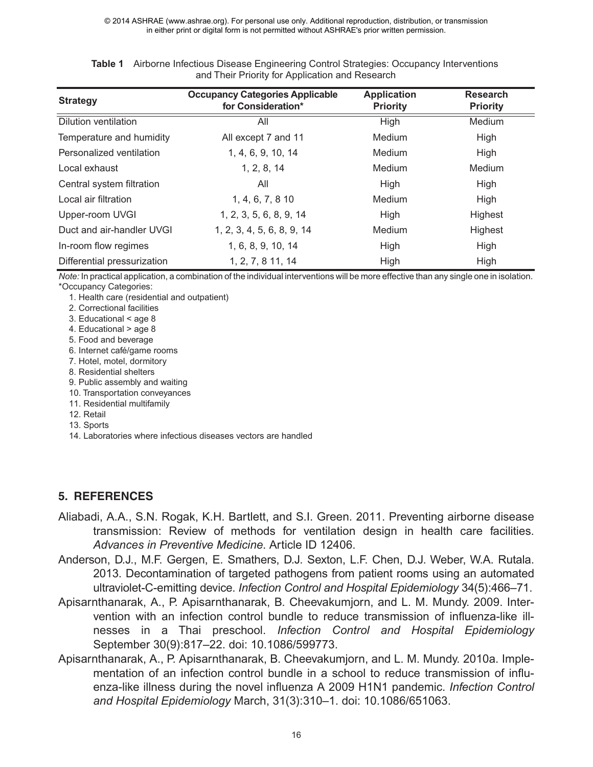**Table 1** Airborne Infectious Disease Engineering Control Strategies: Occupancy Interventions and Their Priority for Application and Research

| Strategy | Occupancy Categories Applicable for Consideration* | Application Priority | Research Priority |
|---|---|---|---|
| Dilution ventilation | All | High | Medium |
| Temperature and humidity | All except 7 and 11 | Medium | High |
| Personalized ventilation | 1, 4, 6, 9, 10, 14 | Medium | High |
| Local exhaust | 1, 2, 8, 14 | Medium | Medium |
| Central system filtration | All | High | High |
| Local air filtration | 1, 4, 6, 7, 8 10 | Medium | High |
| Upper-room UVGI | 1, 2, 3, 5, 6, 8, 9, 14 | High | Highest |
| Duct and air-handler UVGI | 1, 2, 3, 4, 5, 6, 8, 9, 14 | Medium | Highest |
| In-room flow regimes | 1, 6, 8, 9, 10, 14 | High | High |
| Differential pressurization | 1, 2, 7, 8 11, 14 | High | High |

*Note:* In practical application, a combination of the individual interventions will be more effective than any single one in isolation.

*Occupancy Categories:

1. Health care (residential and outpatient)
2. Correctional facilities
3. Educational < age 8
4. Educational > age 8
5. Food and beverage
6. Internet café/game rooms
7. Hotel, motel, dormitory
8. Residential shelters
9. Public assembly and waiting
10. Transportation conveyances
11. Residential multifamily
12. Retail
13. Sports
14. Laboratories where infectious diseases vectors are handled

## 5. REFERENCES

Aliabadi, A.A., S.N. Rogak, K.H. Bartlett, and S.I. Green. 2011. Preventing airborne disease transmission: Review of methods for ventilation design in health care facilities. *Advances in Preventive Medicine*. Article ID 12406.

Anderson, D.J., M.F. Gergen, E. Smathers, D.J. Sexton, L.F. Chen, D.J. Weber, W.A. Rutala. 2013. Decontamination of targeted pathogens from patient rooms using an automated ultraviolet-C-emitting device. *Infection Control and Hospital Epidemiology* 34(5):466–71.

Apisarnthanarak, A., P. Apisarnthanarak, B. Cheevakumjorn, and L. M. Mundy. 2009. Intervention with an infection control bundle to reduce transmission of influenza-like illnesses in a Thai preschool. *Infection Control and Hospital Epidemiology* September 30(9):817–22. doi: 10.1086/599773.

Apisarnthanarak, A., P. Apisarnthanarak, B. Cheevakumjorn, and L. M. Mundy. 2010a. Implementation of an infection control bundle in a school to reduce transmission of influenza-like illness during the novel influenza A 2009 H1N1 pandemic. *Infection Control and Hospital Epidemiology* March, 31(3):310–1. doi: 10.1086/651063.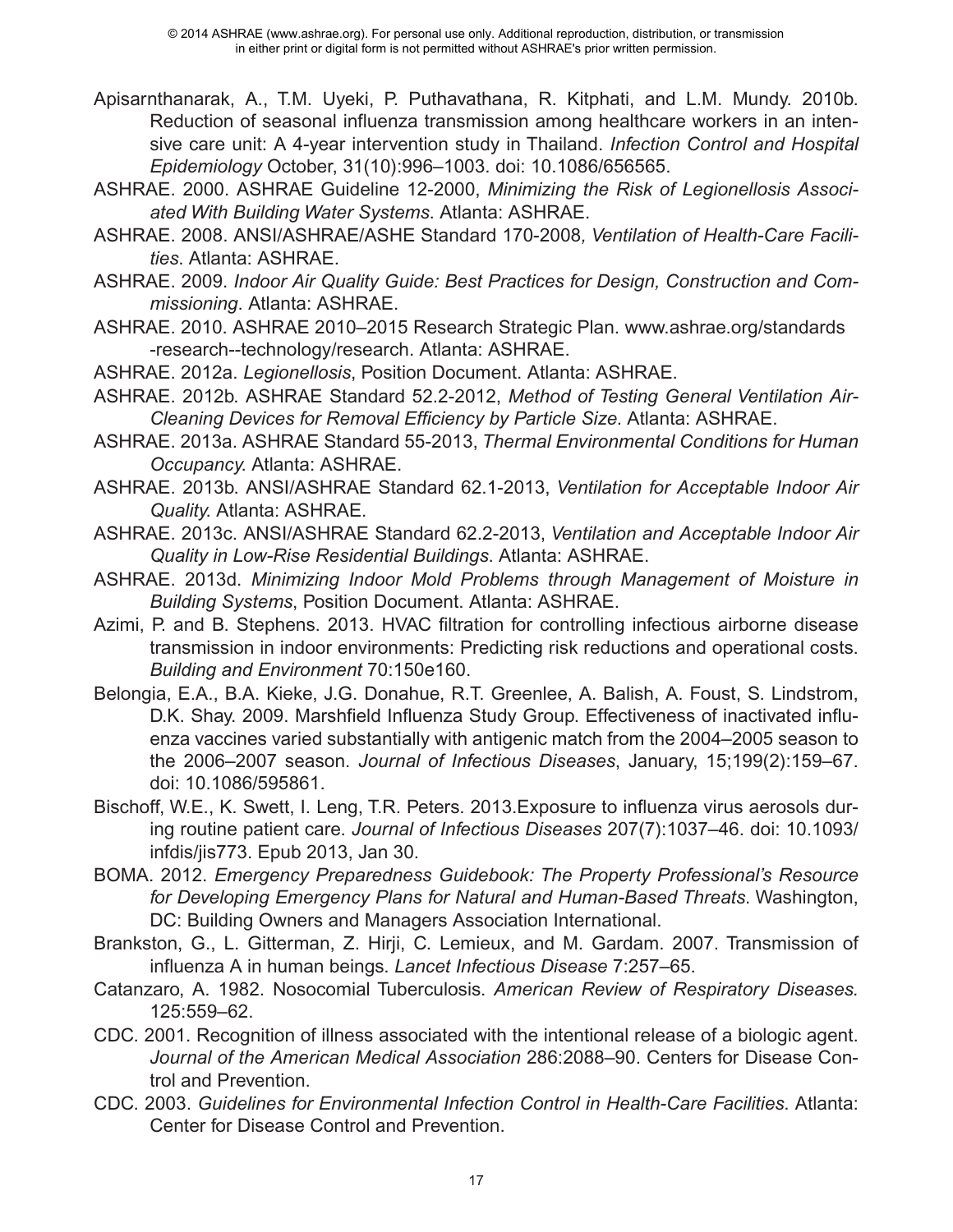Apisarnthanarak, A., T.M. Uyeki, P. Puthavathana, R. Kitphati, and L.M. Mundy. 2010b. Reduction of seasonal influenza transmission among healthcare workers in an intensive care unit: A 4-year intervention study in Thailand. *Infection Control and Hospital Epidemiology* October, 31(10):996–1003. doi: 10.1086/656565.

ASHRAE. 2000. ASHRAE Guideline 12-2000, *Minimizing the Risk of Legionellosis Associated With Building Water Systems*. Atlanta: ASHRAE.

ASHRAE. 2008. ANSI/ASHRAE/ASHE Standard 170-2008*, Ventilation of Health-Care Facilities*. Atlanta: ASHRAE.

ASHRAE. 2009. *Indoor Air Quality Guide: Best Practices for Design, Construction and Commissioning*. Atlanta: ASHRAE.

ASHRAE. 2010. ASHRAE 2010–2015 Research Strategic Plan. www.ashrae.org/standards-research--technology/research. Atlanta: ASHRAE.

ASHRAE. 2012a. *Legionellosis*, Position Document. Atlanta: ASHRAE.

ASHRAE. 2012b. ASHRAE Standard 52.2-2012, *Method of Testing General Ventilation Air-Cleaning Devices for Removal Efficiency by Particle Size*. Atlanta: ASHRAE.

ASHRAE. 2013a. ASHRAE Standard 55-2013, *Thermal Environmental Conditions for Human Occupancy*. Atlanta: ASHRAE.

ASHRAE. 2013b. ANSI/ASHRAE Standard 62.1-2013, *Ventilation for Acceptable Indoor Air Quality*. Atlanta: ASHRAE.

ASHRAE. 2013c. ANSI/ASHRAE Standard 62.2-2013, *Ventilation and Acceptable Indoor Air Quality in Low-Rise Residential Buildings*. Atlanta: ASHRAE.

ASHRAE. 2013d. *Minimizing Indoor Mold Problems through Management of Moisture in Building Systems*, Position Document. Atlanta: ASHRAE.

Azimi, P. and B. Stephens. 2013. HVAC filtration for controlling infectious airborne disease transmission in indoor environments: Predicting risk reductions and operational costs. *Building and Environment* 70:150e160.

Belongia, E.A., B.A. Kieke, J.G. Donahue, R.T. Greenlee, A. Balish, A. Foust, S. Lindstrom, D.K. Shay. 2009. Marshfield Influenza Study Group. Effectiveness of inactivated influenza vaccines varied substantially with antigenic match from the 2004–2005 season to the 2006–2007 season. *Journal of Infectious Diseases*, January, 15;199(2):159–67. doi: 10.1086/595861.

Bischoff, W.E., K. Swett, I. Leng, T.R. Peters. 2013.Exposure to influenza virus aerosols during routine patient care. *Journal of Infectious Diseases* 207(7):1037–46. doi: 10.1093/infdis/jis773. Epub 2013, Jan 30.

BOMA. 2012. *Emergency Preparedness Guidebook: The Property Professional's Resource for Developing Emergency Plans for Natural and Human-Based Threats*. Washington, DC: Building Owners and Managers Association International.

Brankston, G., L. Gitterman, Z. Hirji, C. Lemieux, and M. Gardam. 2007. Transmission of influenza A in human beings. *Lancet Infectious Disease* 7:257–65.

Catanzaro, A. 1982. Nosocomial Tuberculosis. *American Review of Respiratory Diseases.* 125:559–62.

CDC. 2001. Recognition of illness associated with the intentional release of a biologic agent. *Journal of the American Medical Association* 286:2088–90. Centers for Disease Control and Prevention.

CDC. 2003. *Guidelines for Environmental Infection Control in Health-Care Facilities*. Atlanta: Center for Disease Control and Prevention.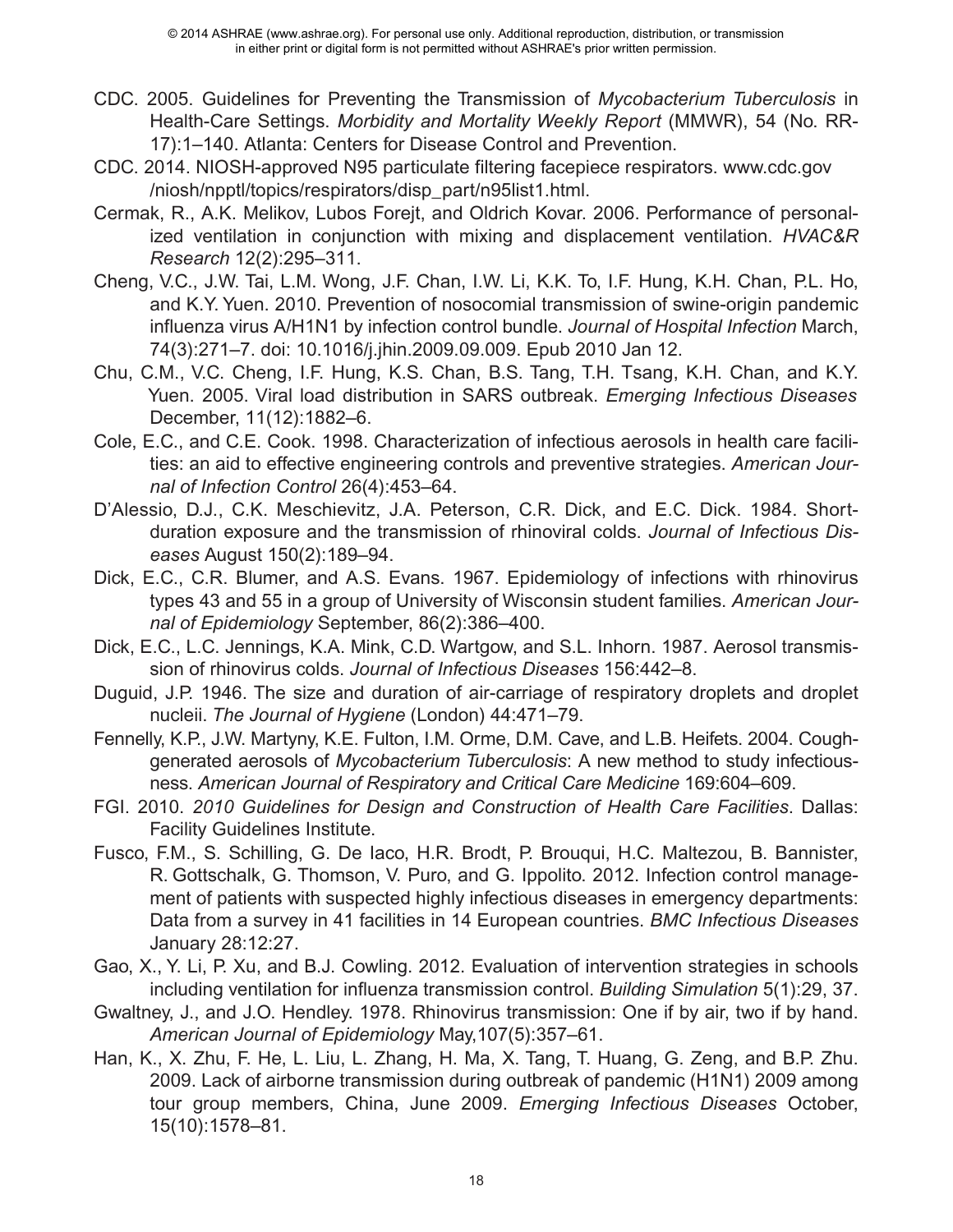CDC. 2005. Guidelines for Preventing the Transmission of *Mycobacterium Tuberculosis* in Health-Care Settings. *Morbidity and Mortality Weekly Report* (MMWR), 54 (No. RR-17):1–140. Atlanta: Centers for Disease Control and Prevention.

CDC. 2014. NIOSH-approved N95 particulate filtering facepiece respirators. www.cdc.gov /niosh/npptl/topics/respirators/disp_part/n95list1.html.

Cermak, R., A.K. Melikov, Lubos Forejt, and Oldrich Kovar. 2006. Performance of personalized ventilation in conjunction with mixing and displacement ventilation. *HVAC&R Research* 12(2):295–311.

Cheng, V.C., J.W. Tai, L.M. Wong, J.F. Chan, I.W. Li, K.K. To, I.F. Hung, K.H. Chan, P.L. Ho, and K.Y. Yuen. 2010. Prevention of nosocomial transmission of swine-origin pandemic influenza virus A/H1N1 by infection control bundle. *Journal of Hospital Infection* March, 74(3):271–7. doi: 10.1016/j.jhin.2009.09.009. Epub 2010 Jan 12.

Chu, C.M., V.C. Cheng, I.F. Hung, K.S. Chan, B.S. Tang, T.H. Tsang, K.H. Chan, and K.Y. Yuen. 2005. Viral load distribution in SARS outbreak. *Emerging Infectious Diseases* December, 11(12):1882–6.

Cole, E.C., and C.E. Cook. 1998. Characterization of infectious aerosols in health care facilities: an aid to effective engineering controls and preventive strategies. *American Journal of Infection Control* 26(4):453–64.

D'Alessio, D.J., C.K. Meschievitz, J.A. Peterson, C.R. Dick, and E.C. Dick. 1984. Short-duration exposure and the transmission of rhinoviral colds. *Journal of Infectious Diseases* August 150(2):189–94.

Dick, E.C., C.R. Blumer, and A.S. Evans. 1967. Epidemiology of infections with rhinovirus types 43 and 55 in a group of University of Wisconsin student families. *American Journal of Epidemiology* September, 86(2):386–400.

Dick, E.C., L.C. Jennings, K.A. Mink, C.D. Wartgow, and S.L. Inhorn. 1987. Aerosol transmission of rhinovirus colds. *Journal of Infectious Diseases* 156:442–8.

Duguid, J.P. 1946. The size and duration of air-carriage of respiratory droplets and droplet nucleii. *The Journal of Hygiene* (London) 44:471–79.

Fennelly, K.P., J.W. Martyny, K.E. Fulton, I.M. Orme, D.M. Cave, and L.B. Heifets. 2004. Cough-generated aerosols of *Mycobacterium Tuberculosis*: A new method to study infectiousness. *American Journal of Respiratory and Critical Care Medicine* 169:604–609.

FGI. 2010. *2010 Guidelines for Design and Construction of Health Care Facilities*. Dallas: Facility Guidelines Institute.

Fusco, F.M., S. Schilling, G. De Iaco, H.R. Brodt, P. Brouqui, H.C. Maltezou, B. Bannister, R. Gottschalk, G. Thomson, V. Puro, and G. Ippolito. 2012. Infection control management of patients with suspected highly infectious diseases in emergency departments: Data from a survey in 41 facilities in 14 European countries. *BMC Infectious Diseases* January 28:12:27.

Gao, X., Y. Li, P. Xu, and B.J. Cowling. 2012. Evaluation of intervention strategies in schools including ventilation for influenza transmission control. *Building Simulation* 5(1):29, 37.

Gwaltney, J., and J.O. Hendley. 1978. Rhinovirus transmission: One if by air, two if by hand. *American Journal of Epidemiology* May,107(5):357–61.

Han, K., X. Zhu, F. He, L. Liu, L. Zhang, H. Ma, X. Tang, T. Huang, G. Zeng, and B.P. Zhu. 2009. Lack of airborne transmission during outbreak of pandemic (H1N1) 2009 among tour group members, China, June 2009. *Emerging Infectious Diseases* October, 15(10):1578–81.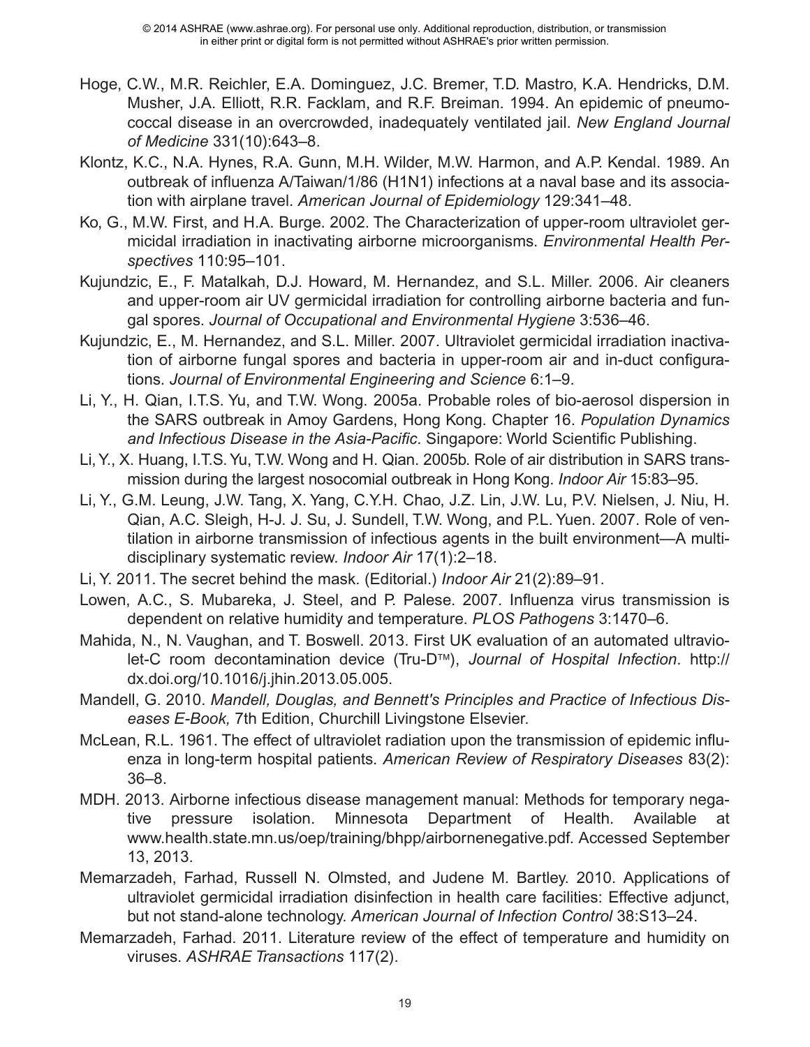Hoge, C.W., M.R. Reichler, E.A. Dominguez, J.C. Bremer, T.D. Mastro, K.A. Hendricks, D.M. Musher, J.A. Elliott, R.R. Facklam, and R.F. Breiman. 1994. An epidemic of pneumococcal disease in an overcrowded, inadequately ventilated jail. *New England Journal of Medicine* 331(10):643–8.

Klontz, K.C., N.A. Hynes, R.A. Gunn, M.H. Wilder, M.W. Harmon, and A.P. Kendal. 1989. An outbreak of influenza A/Taiwan/1/86 (H1N1) infections at a naval base and its association with airplane travel. *American Journal of Epidemiology* 129:341–48.

Ko, G., M.W. First, and H.A. Burge. 2002. The Characterization of upper-room ultraviolet germicidal irradiation in inactivating airborne microorganisms. *Environmental Health Perspectives* 110:95–101.

Kujundzic, E., F. Matalkah, D.J. Howard, M. Hernandez, and S.L. Miller. 2006. Air cleaners and upper-room air UV germicidal irradiation for controlling airborne bacteria and fungal spores. *Journal of Occupational and Environmental Hygiene* 3:536–46.

Kujundzic, E., M. Hernandez, and S.L. Miller. 2007. Ultraviolet germicidal irradiation inactivation of airborne fungal spores and bacteria in upper-room air and in-duct configurations. *Journal of Environmental Engineering and Science* 6:1–9.

Li, Y., H. Qian, I.T.S. Yu, and T.W. Wong. 2005a. Probable roles of bio-aerosol dispersion in the SARS outbreak in Amoy Gardens, Hong Kong. Chapter 16. *Population Dynamics and Infectious Disease in the Asia-Pacific*. Singapore: World Scientific Publishing.

Li, Y., X. Huang, I.T.S. Yu, T.W. Wong and H. Qian. 2005b. Role of air distribution in SARS transmission during the largest nosocomial outbreak in Hong Kong. *Indoor Air* 15:83–95.

Li, Y., G.M. Leung, J.W. Tang, X. Yang, C.Y.H. Chao, J.Z. Lin, J.W. Lu, P.V. Nielsen, J. Niu, H. Qian, A.C. Sleigh, H-J. J. Su, J. Sundell, T.W. Wong, and P.L. Yuen. 2007. Role of ventilation in airborne transmission of infectious agents in the built environment—A multidisciplinary systematic review. *Indoor Air* 17(1):2–18.

Li, Y. 2011. The secret behind the mask. (Editorial.) *Indoor Air* 21(2):89–91.

Lowen, A.C., S. Mubareka, J. Steel, and P. Palese. 2007. Influenza virus transmission is dependent on relative humidity and temperature. *PLOS Pathogens* 3:1470–6.

Mahida, N., N. Vaughan, and T. Boswell. 2013. First UK evaluation of an automated ultraviolet-C room decontamination device (Tru-D™), *Journal of Hospital Infection*. http://dx.doi.org/10.1016/j.jhin.2013.05.005.

Mandell, G. 2010. *Mandell, Douglas, and Bennett's Principles and Practice of Infectious Diseases E-Book,* 7th Edition, Churchill Livingstone Elsevier.

McLean, R.L. 1961. The effect of ultraviolet radiation upon the transmission of epidemic influenza in long-term hospital patients. *American Review of Respiratory Diseases* 83(2): 36–8.

MDH. 2013. Airborne infectious disease management manual: Methods for temporary negative pressure isolation. Minnesota Department of Health. Available at www.health.state.mn.us/oep/training/bhpp/airbornenegative.pdf. Accessed September 13, 2013.

Memarzadeh, Farhad, Russell N. Olmsted, and Judene M. Bartley. 2010. Applications of ultraviolet germicidal irradiation disinfection in health care facilities: Effective adjunct, but not stand-alone technology. *American Journal of Infection Control* 38:S13–24.

Memarzadeh, Farhad. 2011. Literature review of the effect of temperature and humidity on viruses. *ASHRAE Transactions* 117(2).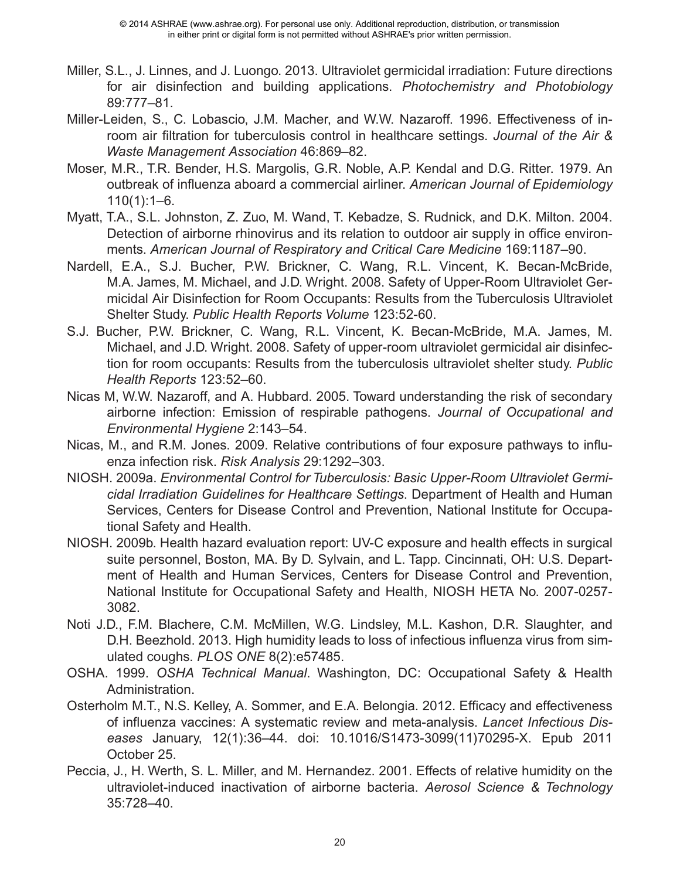Miller, S.L., J. Linnes, and J. Luongo. 2013. Ultraviolet germicidal irradiation: Future directions for air disinfection and building applications. *Photochemistry and Photobiology* 89:777–81.

Miller-Leiden, S., C. Lobascio, J.M. Macher, and W.W. Nazaroff. 1996. Effectiveness of in-room air filtration for tuberculosis control in healthcare settings. *Journal of the Air & Waste Management Association* 46:869–82.

Moser, M.R., T.R. Bender, H.S. Margolis, G.R. Noble, A.P. Kendal and D.G. Ritter. 1979. An outbreak of influenza aboard a commercial airliner. *American Journal of Epidemiology* 110(1):1–6.

Myatt, T.A., S.L. Johnston, Z. Zuo, M. Wand, T. Kebadze, S. Rudnick, and D.K. Milton. 2004. Detection of airborne rhinovirus and its relation to outdoor air supply in office environments. *American Journal of Respiratory and Critical Care Medicine* 169:1187–90.

Nardell, E.A., S.J. Bucher, P.W. Brickner, C. Wang, R.L. Vincent, K. Becan-McBride, M.A. James, M. Michael, and J.D. Wright. 2008. Safety of Upper-Room Ultraviolet Germicidal Air Disinfection for Room Occupants: Results from the Tuberculosis Ultraviolet Shelter Study. *Public Health Reports Volume* 123:52-60.

S.J. Bucher, P.W. Brickner, C. Wang, R.L. Vincent, K. Becan-McBride, M.A. James, M. Michael, and J.D. Wright. 2008. Safety of upper-room ultraviolet germicidal air disinfection for room occupants: Results from the tuberculosis ultraviolet shelter study. *Public Health Reports* 123:52–60.

Nicas M, W.W. Nazaroff, and A. Hubbard. 2005. Toward understanding the risk of secondary airborne infection: Emission of respirable pathogens. *Journal of Occupational and Environmental Hygiene* 2:143–54.

Nicas, M., and R.M. Jones. 2009. Relative contributions of four exposure pathways to influenza infection risk. *Risk Analysis* 29:1292–303.

NIOSH. 2009a. *Environmental Control for Tuberculosis: Basic Upper-Room Ultraviolet Germicidal Irradiation Guidelines for Healthcare Settings*. Department of Health and Human Services, Centers for Disease Control and Prevention, National Institute for Occupational Safety and Health.

NIOSH. 2009b. Health hazard evaluation report: UV-C exposure and health effects in surgical suite personnel, Boston, MA. By D. Sylvain, and L. Tapp. Cincinnati, OH: U.S. Department of Health and Human Services, Centers for Disease Control and Prevention, National Institute for Occupational Safety and Health, NIOSH HETA No. 2007-0257-3082.

Noti J.D., F.M. Blachere, C.M. McMillen, W.G. Lindsley, M.L. Kashon, D.R. Slaughter, and D.H. Beezhold. 2013. High humidity leads to loss of infectious influenza virus from simulated coughs. *PLOS ONE* 8(2):e57485.

OSHA. 1999. *OSHA Technical Manual*. Washington, DC: Occupational Safety & Health Administration.

Osterholm M.T., N.S. Kelley, A. Sommer, and E.A. Belongia. 2012. Efficacy and effectiveness of influenza vaccines: A systematic review and meta-analysis. *Lancet Infectious Diseases* January, 12(1):36–44. doi: 10.1016/S1473-3099(11)70295-X. Epub 2011 October 25.

Peccia, J., H. Werth, S. L. Miller, and M. Hernandez. 2001. Effects of relative humidity on the ultraviolet-induced inactivation of airborne bacteria. *Aerosol Science & Technology* 35:728–40.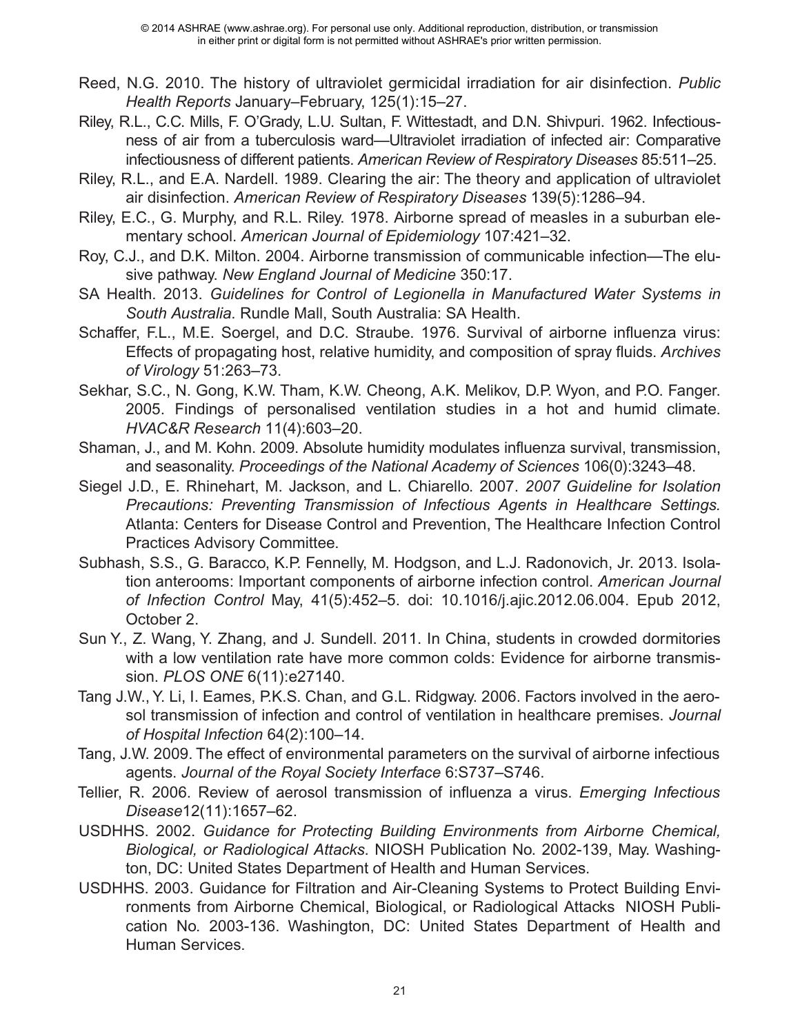Reed, N.G. 2010. The history of ultraviolet germicidal irradiation for air disinfection. *Public Health Reports* January–February, 125(1):15–27.

Riley, R.L., C.C. Mills, F. O'Grady, L.U. Sultan, F. Wittestadt, and D.N. Shivpuri. 1962. Infectiousness of air from a tuberculosis ward—Ultraviolet irradiation of infected air: Comparative infectiousness of different patients. *American Review of Respiratory Diseases* 85:511–25.

Riley, R.L., and E.A. Nardell. 1989. Clearing the air: The theory and application of ultraviolet air disinfection. *American Review of Respiratory Diseases* 139(5):1286–94.

Riley, E.C., G. Murphy, and R.L. Riley. 1978. Airborne spread of measles in a suburban elementary school. *American Journal of Epidemiology* 107:421–32.

Roy, C.J., and D.K. Milton. 2004. Airborne transmission of communicable infection—The elusive pathway. *New England Journal of Medicine* 350:17.

SA Health. 2013. *Guidelines for Control of Legionella in Manufactured Water Systems in South Australia*. Rundle Mall, South Australia: SA Health.

Schaffer, F.L., M.E. Soergel, and D.C. Straube. 1976. Survival of airborne influenza virus: Effects of propagating host, relative humidity, and composition of spray fluids. *Archives of Virology* 51:263–73.

Sekhar, S.C., N. Gong, K.W. Tham, K.W. Cheong, A.K. Melikov, D.P. Wyon, and P.O. Fanger. 2005. Findings of personalised ventilation studies in a hot and humid climate. *HVAC&R Research* 11(4):603–20.

Shaman, J., and M. Kohn. 2009. Absolute humidity modulates influenza survival, transmission, and seasonality. *Proceedings of the National Academy of Sciences* 106(0):3243–48.

Siegel J.D., E. Rhinehart, M. Jackson, and L. Chiarello. 2007. *2007 Guideline for Isolation Precautions: Preventing Transmission of Infectious Agents in Healthcare Settings.* Atlanta: Centers for Disease Control and Prevention, The Healthcare Infection Control Practices Advisory Committee.

Subhash, S.S., G. Baracco, K.P. Fennelly, M. Hodgson, and L.J. Radonovich, Jr. 2013. Isolation anterooms: Important components of airborne infection control. *American Journal of Infection Control* May, 41(5):452–5. doi: 10.1016/j.ajic.2012.06.004. Epub 2012, October 2.

Sun Y., Z. Wang, Y. Zhang, and J. Sundell. 2011. In China, students in crowded dormitories with a low ventilation rate have more common colds: Evidence for airborne transmission. *PLOS ONE* 6(11):e27140.

Tang J.W., Y. Li, I. Eames, P.K.S. Chan, and G.L. Ridgway. 2006. Factors involved in the aerosol transmission of infection and control of ventilation in healthcare premises. *Journal of Hospital Infection* 64(2):100–14.

Tang, J.W. 2009. The effect of environmental parameters on the survival of airborne infectious agents. *Journal of the Royal Society Interface* 6:S737–S746.

Tellier, R. 2006. Review of aerosol transmission of influenza a virus. *Emerging Infectious Disease*12(11):1657–62.

USDHHS. 2002. *Guidance for Protecting Building Environments from Airborne Chemical, Biological, or Radiological Attacks.* NIOSH Publication No. 2002-139, May. Washington, DC: United States Department of Health and Human Services.

USDHHS. 2003. Guidance for Filtration and Air-Cleaning Systems to Protect Building Environments from Airborne Chemical, Biological, or Radiological Attacks NIOSH Publication No. 2003-136. Washington, DC: United States Department of Health and Human Services.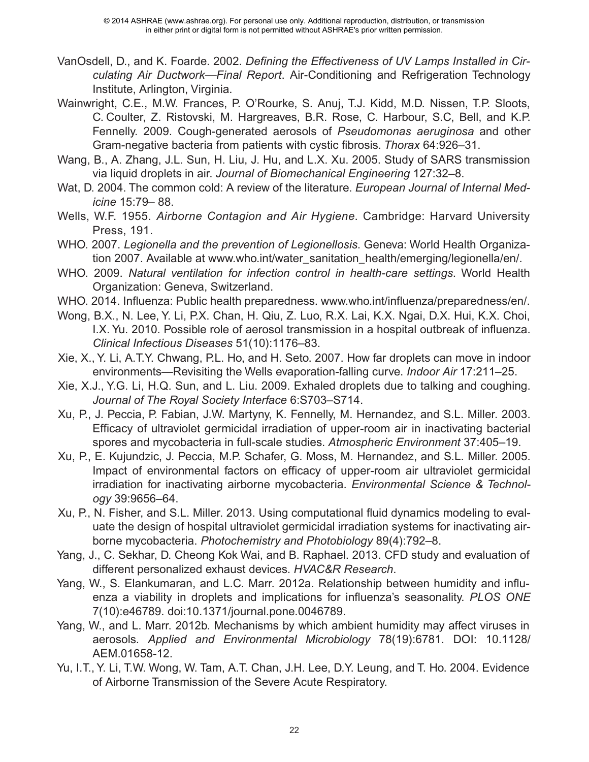VanOsdell, D., and K. Foarde. 2002. *Defining the Effectiveness of UV Lamps Installed in Circulating Air Ductwork—Final Report*. Air-Conditioning and Refrigeration Technology Institute, Arlington, Virginia.

Wainwright, C.E., M.W. Frances, P. O'Rourke, S. Anuj, T.J. Kidd, M.D. Nissen, T.P. Sloots, C. Coulter, Z. Ristovski, M. Hargreaves, B.R. Rose, C. Harbour, S.C, Bell, and K.P. Fennelly. 2009. Cough-generated aerosols of *Pseudomonas aeruginosa* and other Gram-negative bacteria from patients with cystic fibrosis. *Thorax* 64:926–31.

Wang, B., A. Zhang, J.L. Sun, H. Liu, J. Hu, and L.X. Xu. 2005. Study of SARS transmission via liquid droplets in air. *Journal of Biomechanical Engineering* 127:32–8.

Wat, D. 2004. The common cold: A review of the literature. *European Journal of Internal Medicine* 15:79– 88.

Wells, W.F. 1955. *Airborne Contagion and Air Hygiene*. Cambridge: Harvard University Press, 191.

WHO. 2007. *Legionella and the prevention of Legionellosis*. Geneva: World Health Organization 2007. Available at www.who.int/water_sanitation_health/emerging/legionella/en/.

WHO. 2009. *Natural ventilation for infection control in health-care settings*. World Health Organization: Geneva, Switzerland.

WHO. 2014. Influenza: Public health preparedness. www.who.int/influenza/preparedness/en/.

Wong, B.X., N. Lee, Y. Li, P.X. Chan, H. Qiu, Z. Luo, R.X. Lai, K.X. Ngai, D.X. Hui, K.X. Choi, I.X. Yu. 2010. Possible role of aerosol transmission in a hospital outbreak of influenza. *Clinical Infectious Diseases* 51(10):1176–83.

Xie, X., Y. Li, A.T.Y. Chwang, P.L. Ho, and H. Seto. 2007. How far droplets can move in indoor environments—Revisiting the Wells evaporation-falling curve. *Indoor Air* 17:211–25.

Xie, X.J., Y.G. Li, H.Q. Sun, and L. Liu. 2009. Exhaled droplets due to talking and coughing. *Journal of The Royal Society Interface* 6:S703–S714.

Xu, P., J. Peccia, P. Fabian, J.W. Martyny, K. Fennelly, M. Hernandez, and S.L. Miller. 2003. Efficacy of ultraviolet germicidal irradiation of upper-room air in inactivating bacterial spores and mycobacteria in full-scale studies. *Atmospheric Environment* 37:405–19.

Xu, P., E. Kujundzic, J. Peccia, M.P. Schafer, G. Moss, M. Hernandez, and S.L. Miller. 2005. Impact of environmental factors on efficacy of upper-room air ultraviolet germicidal irradiation for inactivating airborne mycobacteria. *Environmental Science & Technology* 39:9656–64.

Xu, P., N. Fisher, and S.L. Miller. 2013. Using computational fluid dynamics modeling to evaluate the design of hospital ultraviolet germicidal irradiation systems for inactivating airborne mycobacteria. *Photochemistry and Photobiology* 89(4):792–8.

Yang, J., C. Sekhar, D. Cheong Kok Wai, and B. Raphael. 2013. CFD study and evaluation of different personalized exhaust devices. *HVAC&R Research*.

Yang, W., S. Elankumaran, and L.C. Marr. 2012a. Relationship between humidity and influenza a viability in droplets and implications for influenza's seasonality. *PLOS ONE* 7(10):e46789. doi:10.1371/journal.pone.0046789.

Yang, W., and L. Marr. 2012b. Mechanisms by which ambient humidity may affect viruses in aerosols. *Applied and Environmental Microbiology* 78(19):6781. DOI: 10.1128/AEM.01658-12.

Yu, I.T., Y. Li, T.W. Wong, W. Tam, A.T. Chan, J.H. Lee, D.Y. Leung, and T. Ho. 2004. Evidence of Airborne Transmission of the Severe Acute Respiratory.